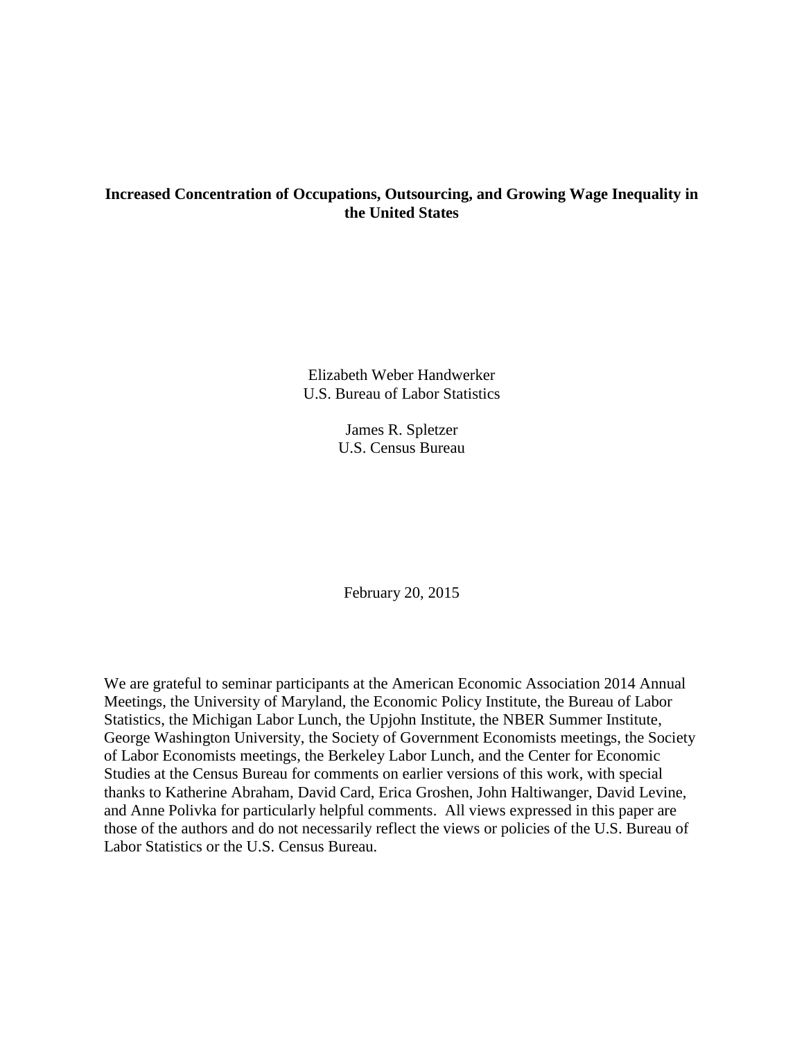**Increased Concentration of Occupations, Outsourcing, and Growing Wage Inequality in the United States**

Elizabeth Weber Handwerker
U.S. Bureau of Labor Statistics

James R. Spletzer
U.S. Census Bureau

February 20, 2015

We are grateful to seminar participants at the American Economic Association 2014 Annual Meetings, the University of Maryland, the Economic Policy Institute, the Bureau of Labor Statistics, the Michigan Labor Lunch, the Upjohn Institute, the NBER Summer Institute, George Washington University, the Society of Government Economists meetings, the Society of Labor Economists meetings, the Berkeley Labor Lunch, and the Center for Economic Studies at the Census Bureau for comments on earlier versions of this work, with special thanks to Katherine Abraham, David Card, Erica Groshen, John Haltiwanger, David Levine, and Anne Polivka for particularly helpful comments. All views expressed in this paper are those of the authors and do not necessarily reflect the views or policies of the U.S. Bureau of Labor Statistics or the U.S. Census Bureau.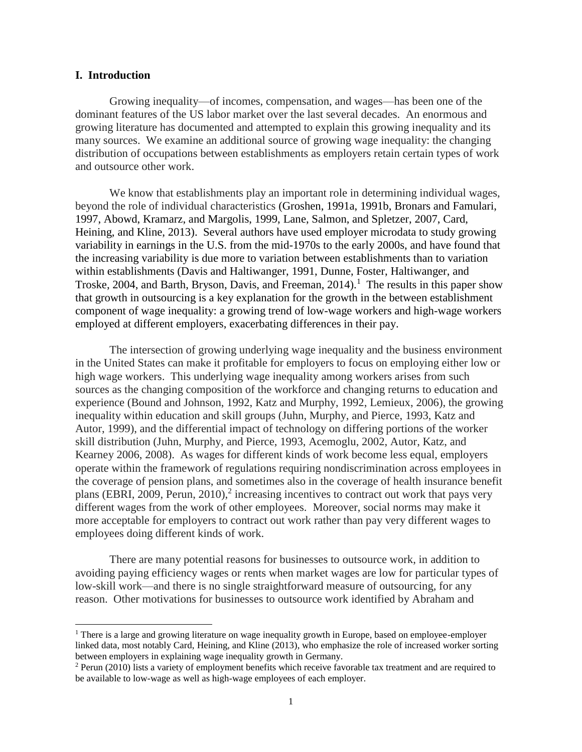## I. Introduction

Growing inequality—of incomes, compensation, and wages—has been one of the dominant features of the US labor market over the last several decades. An enormous and growing literature has documented and attempted to explain this growing inequality and its many sources. We examine an additional source of growing wage inequality: the changing distribution of occupations between establishments as employers retain certain types of work and outsource other work.

We know that establishments play an important role in determining individual wages, beyond the role of individual characteristics (Groshen, 1991a, 1991b, Bronars and Famulari, 1997, Abowd, Kramarz, and Margolis, 1999, Lane, Salmon, and Spletzer, 2007, Card, Heining, and Kline, 2013). Several authors have used employer microdata to study growing variability in earnings in the U.S. from the mid-1970s to the early 2000s, and have found that the increasing variability is due more to variation between establishments than to variation within establishments (Davis and Haltiwanger, 1991, Dunne, Foster, Haltiwanger, and Troske, 2004, and Barth, Bryson, Davis, and Freeman, 2014).[1] The results in this paper show that growth in outsourcing is a key explanation for the growth in the between establishment component of wage inequality: a growing trend of low-wage workers and high-wage workers employed at different employers, exacerbating differences in their pay.

The intersection of growing underlying wage inequality and the business environment in the United States can make it profitable for employers to focus on employing either low or high wage workers. This underlying wage inequality among workers arises from such sources as the changing composition of the workforce and changing returns to education and experience (Bound and Johnson, 1992, Katz and Murphy, 1992, Lemieux, 2006), the growing inequality within education and skill groups (Juhn, Murphy, and Pierce, 1993, Katz and Autor, 1999), and the differential impact of technology on differing portions of the worker skill distribution (Juhn, Murphy, and Pierce, 1993, Acemoglu, 2002, Autor, Katz, and Kearney 2006, 2008). As wages for different kinds of work become less equal, employers operate within the framework of regulations requiring nondiscrimination across employees in the coverage of pension plans, and sometimes also in the coverage of health insurance benefit plans (EBRI, 2009, Perun, 2010),[2] increasing incentives to contract out work that pays very different wages from the work of other employees. Moreover, social norms may make it more acceptable for employers to contract out work rather than pay very different wages to employees doing different kinds of work.

There are many potential reasons for businesses to outsource work, in addition to avoiding paying efficiency wages or rents when market wages are low for particular types of low-skill work—and there is no single straightforward measure of outsourcing, for any reason. Other motivations for businesses to outsource work identified by Abraham and

---

[1] There is a large and growing literature on wage inequality growth in Europe, based on employee-employer linked data, most notably Card, Heining, and Kline (2013), who emphasize the role of increased worker sorting between employers in explaining wage inequality growth in Germany.

[2] Perun (2010) lists a variety of employment benefits which receive favorable tax treatment and are required to be available to low-wage as well as high-wage employees of each employer.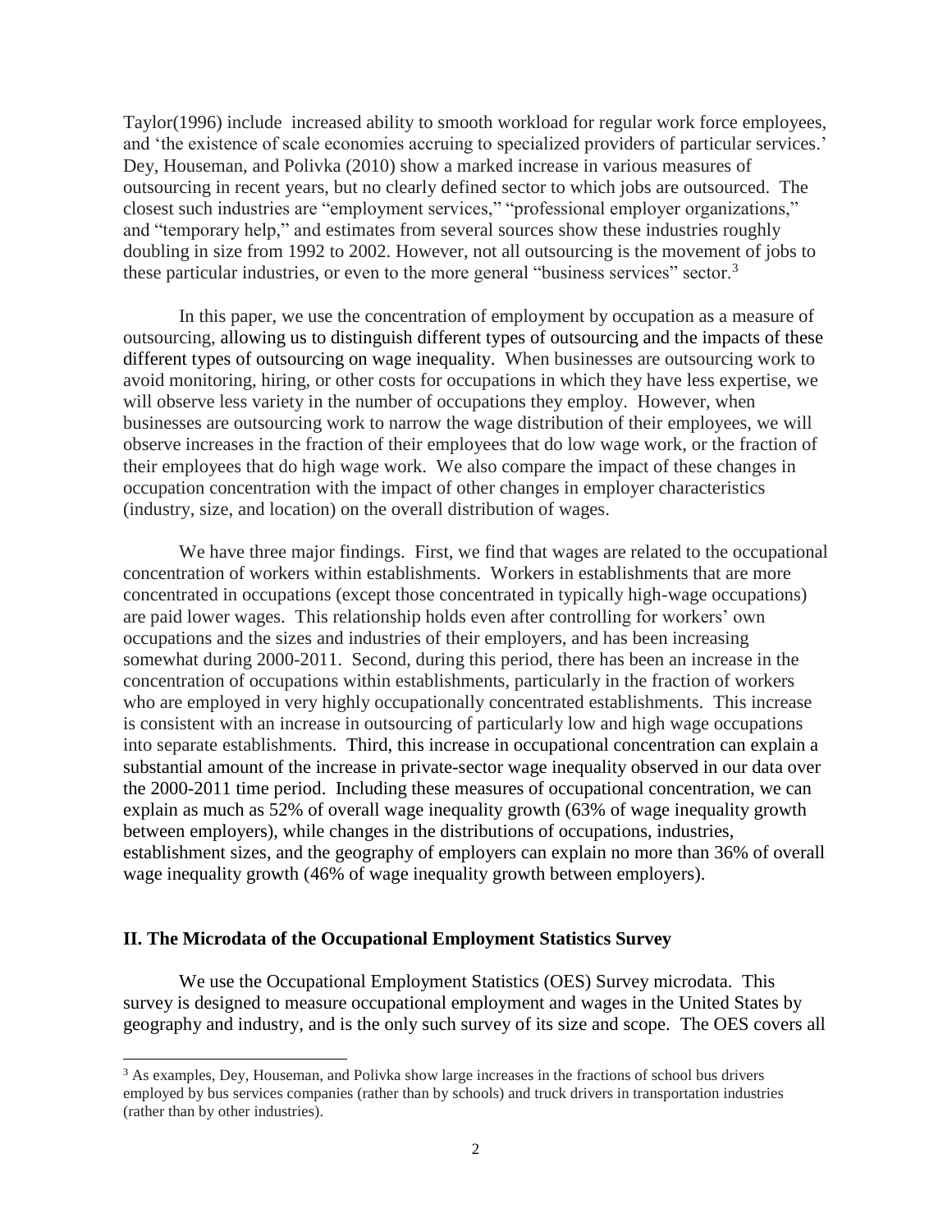Taylor(1996) include increased ability to smooth workload for regular work force employees, and 'the existence of scale economies accruing to specialized providers of particular services.' Dey, Houseman, and Polivka (2010) show a marked increase in various measures of outsourcing in recent years, but no clearly defined sector to which jobs are outsourced. The closest such industries are "employment services," "professional employer organizations," and "temporary help," and estimates from several sources show these industries roughly doubling in size from 1992 to 2002. However, not all outsourcing is the movement of jobs to these particular industries, or even to the more general "business services" sector.[3]

In this paper, we use the concentration of employment by occupation as a measure of outsourcing, allowing us to distinguish different types of outsourcing and the impacts of these different types of outsourcing on wage inequality. When businesses are outsourcing work to avoid monitoring, hiring, or other costs for occupations in which they have less expertise, we will observe less variety in the number of occupations they employ. However, when businesses are outsourcing work to narrow the wage distribution of their employees, we will observe increases in the fraction of their employees that do low wage work, or the fraction of their employees that do high wage work. We also compare the impact of these changes in occupation concentration with the impact of other changes in employer characteristics (industry, size, and location) on the overall distribution of wages.

We have three major findings. First, we find that wages are related to the occupational concentration of workers within establishments. Workers in establishments that are more concentrated in occupations (except those concentrated in typically high-wage occupations) are paid lower wages. This relationship holds even after controlling for workers' own occupations and the sizes and industries of their employers, and has been increasing somewhat during 2000-2011. Second, during this period, there has been an increase in the concentration of occupations within establishments, particularly in the fraction of workers who are employed in very highly occupationally concentrated establishments. This increase is consistent with an increase in outsourcing of particularly low and high wage occupations into separate establishments. Third, this increase in occupational concentration can explain a substantial amount of the increase in private-sector wage inequality observed in our data over the 2000-2011 time period. Including these measures of occupational concentration, we can explain as much as 52% of overall wage inequality growth (63% of wage inequality growth between employers), while changes in the distributions of occupations, industries, establishment sizes, and the geography of employers can explain no more than 36% of overall wage inequality growth (46% of wage inequality growth between employers).

## II. The Microdata of the Occupational Employment Statistics Survey

We use the Occupational Employment Statistics (OES) Survey microdata. This survey is designed to measure occupational employment and wages in the United States by geography and industry, and is the only such survey of its size and scope. The OES covers all

---

[3] As examples, Dey, Houseman, and Polivka show large increases in the fractions of school bus drivers employed by bus services companies (rather than by schools) and truck drivers in transportation industries (rather than by other industries).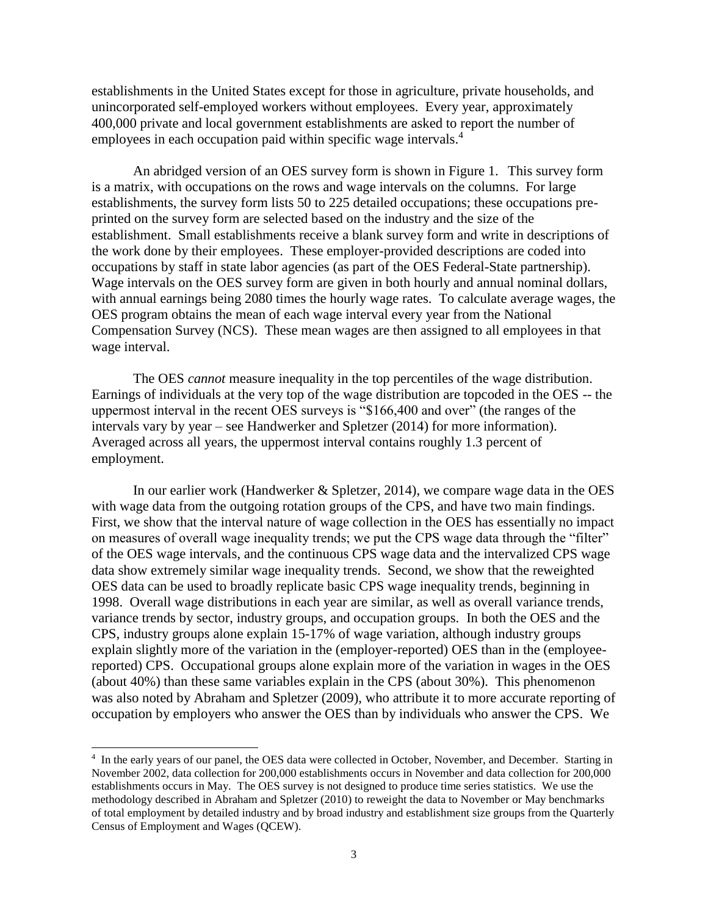establishments in the United States except for those in agriculture, private households, and unincorporated self-employed workers without employees. Every year, approximately 400,000 private and local government establishments are asked to report the number of employees in each occupation paid within specific wage intervals.[4]

An abridged version of an OES survey form is shown in Figure 1. This survey form is a matrix, with occupations on the rows and wage intervals on the columns. For large establishments, the survey form lists 50 to 225 detailed occupations; these occupations pre-printed on the survey form are selected based on the industry and the size of the establishment. Small establishments receive a blank survey form and write in descriptions of the work done by their employees. These employer-provided descriptions are coded into occupations by staff in state labor agencies (as part of the OES Federal-State partnership). Wage intervals on the OES survey form are given in both hourly and annual nominal dollars, with annual earnings being 2080 times the hourly wage rates. To calculate average wages, the OES program obtains the mean of each wage interval every year from the National Compensation Survey (NCS). These mean wages are then assigned to all employees in that wage interval.

The OES *cannot* measure inequality in the top percentiles of the wage distribution. Earnings of individuals at the very top of the wage distribution are topcoded in the OES -- the uppermost interval in the recent OES surveys is "$166,400 and over" (the ranges of the intervals vary by year – see Handwerker and Spletzer (2014) for more information). Averaged across all years, the uppermost interval contains roughly 1.3 percent of employment.

In our earlier work (Handwerker & Spletzer, 2014), we compare wage data in the OES with wage data from the outgoing rotation groups of the CPS, and have two main findings. First, we show that the interval nature of wage collection in the OES has essentially no impact on measures of overall wage inequality trends; we put the CPS wage data through the "filter" of the OES wage intervals, and the continuous CPS wage data and the intervalized CPS wage data show extremely similar wage inequality trends. Second, we show that the reweighted OES data can be used to broadly replicate basic CPS wage inequality trends, beginning in 1998. Overall wage distributions in each year are similar, as well as overall variance trends, variance trends by sector, industry groups, and occupation groups. In both the OES and the CPS, industry groups alone explain 15-17% of wage variation, although industry groups explain slightly more of the variation in the (employer-reported) OES than in the (employee-reported) CPS. Occupational groups alone explain more of the variation in wages in the OES (about 40%) than these same variables explain in the CPS (about 30%). This phenomenon was also noted by Abraham and Spletzer (2009), who attribute it to more accurate reporting of occupation by employers who answer the OES than by individuals who answer the CPS. We

[4] In the early years of our panel, the OES data were collected in October, November, and December. Starting in November 2002, data collection for 200,000 establishments occurs in November and data collection for 200,000 establishments occurs in May. The OES survey is not designed to produce time series statistics. We use the methodology described in Abraham and Spletzer (2010) to reweight the data to November or May benchmarks of total employment by detailed industry and by broad industry and establishment size groups from the Quarterly Census of Employment and Wages (QCEW).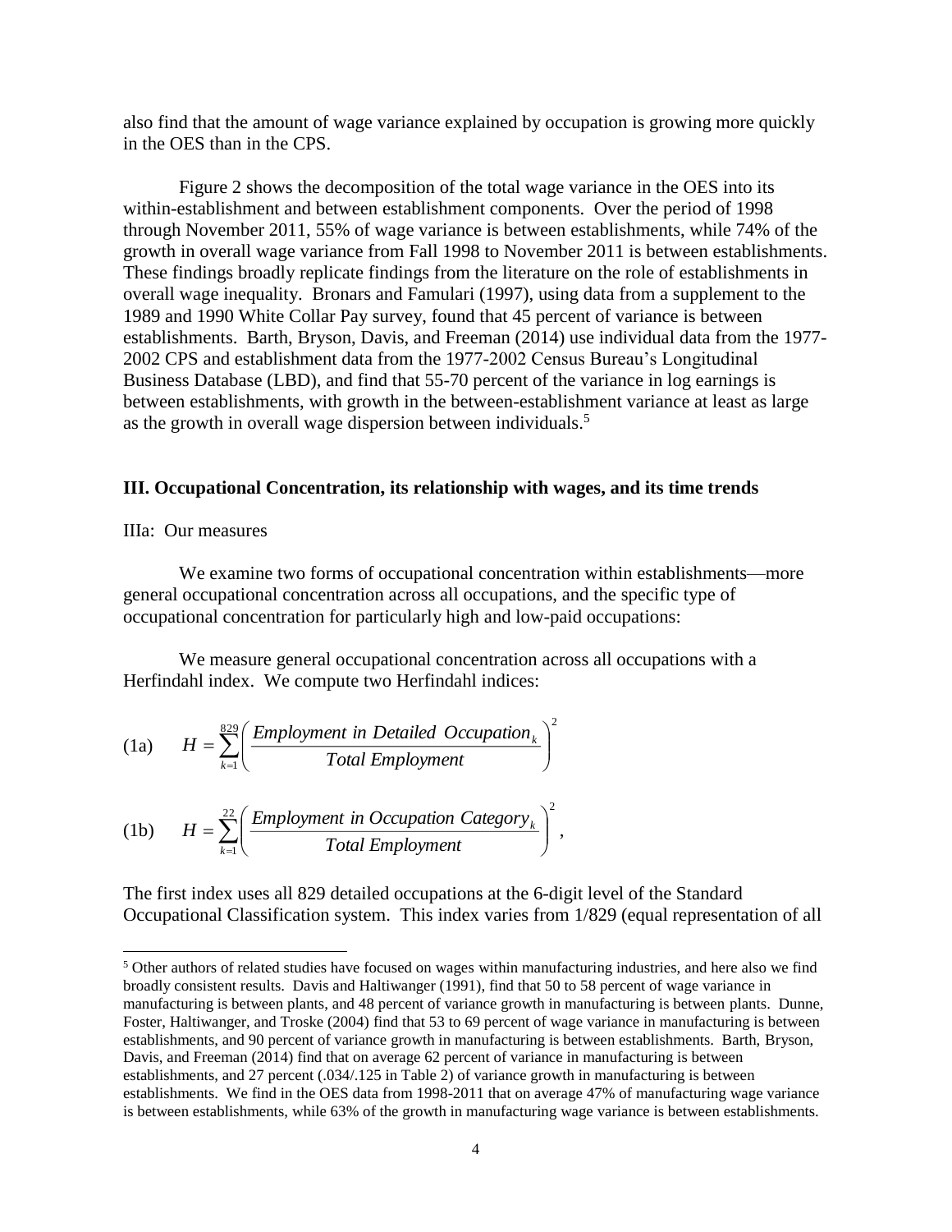also find that the amount of wage variance explained by occupation is growing more quickly in the OES than in the CPS.

Figure 2 shows the decomposition of the total wage variance in the OES into its within-establishment and between establishment components. Over the period of 1998 through November 2011, 55% of wage variance is between establishments, while 74% of the growth in overall wage variance from Fall 1998 to November 2011 is between establishments. These findings broadly replicate findings from the literature on the role of establishments in overall wage inequality. Bronars and Famulari (1997), using data from a supplement to the 1989 and 1990 White Collar Pay survey, found that 45 percent of variance is between establishments. Barth, Bryson, Davis, and Freeman (2014) use individual data from the 1977-2002 CPS and establishment data from the 1977-2002 Census Bureau's Longitudinal Business Database (LBD), and find that 55-70 percent of the variance in log earnings is between establishments, with growth in the between-establishment variance at least as large as the growth in overall wage dispersion between individuals.[5]

## III. Occupational Concentration, its relationship with wages, and its time trends

### IIIa: Our measures

We examine two forms of occupational concentration within establishments—more general occupational concentration across all occupations, and the specific type of occupational concentration for particularly high and low-paid occupations:

We measure general occupational concentration across all occupations with a Herfindahl index. We compute two Herfindahl indices:

$$\text{(1a)} \quad H = \sum_{k=1}^{829} \left( \frac{\textit{Employment in Detailed Occupation}_k}{\textit{Total Employment}} \right)^2$$

$$\text{(1b)} \quad H = \sum_{k=1}^{22} \left( \frac{\textit{Employment in Occupation Category}_k}{\textit{Total Employment}} \right)^2,$$

The first index uses all 829 detailed occupations at the 6-digit level of the Standard Occupational Classification system. This index varies from 1/829 (equal representation of all

[5] Other authors of related studies have focused on wages within manufacturing industries, and here also we find broadly consistent results. Davis and Haltiwanger (1991), find that 50 to 58 percent of wage variance in manufacturing is between plants, and 48 percent of variance growth in manufacturing is between plants. Dunne, Foster, Haltiwanger, and Troske (2004) find that 53 to 69 percent of wage variance in manufacturing is between establishments, and 90 percent of variance growth in manufacturing is between establishments. Barth, Bryson, Davis, and Freeman (2014) find that on average 62 percent of variance in manufacturing is between establishments, and 27 percent (.034/.125 in Table 2) of variance growth in manufacturing is between establishments. We find in the OES data from 1998-2011 that on average 47% of manufacturing wage variance is between establishments, while 63% of the growth in manufacturing wage variance is between establishments.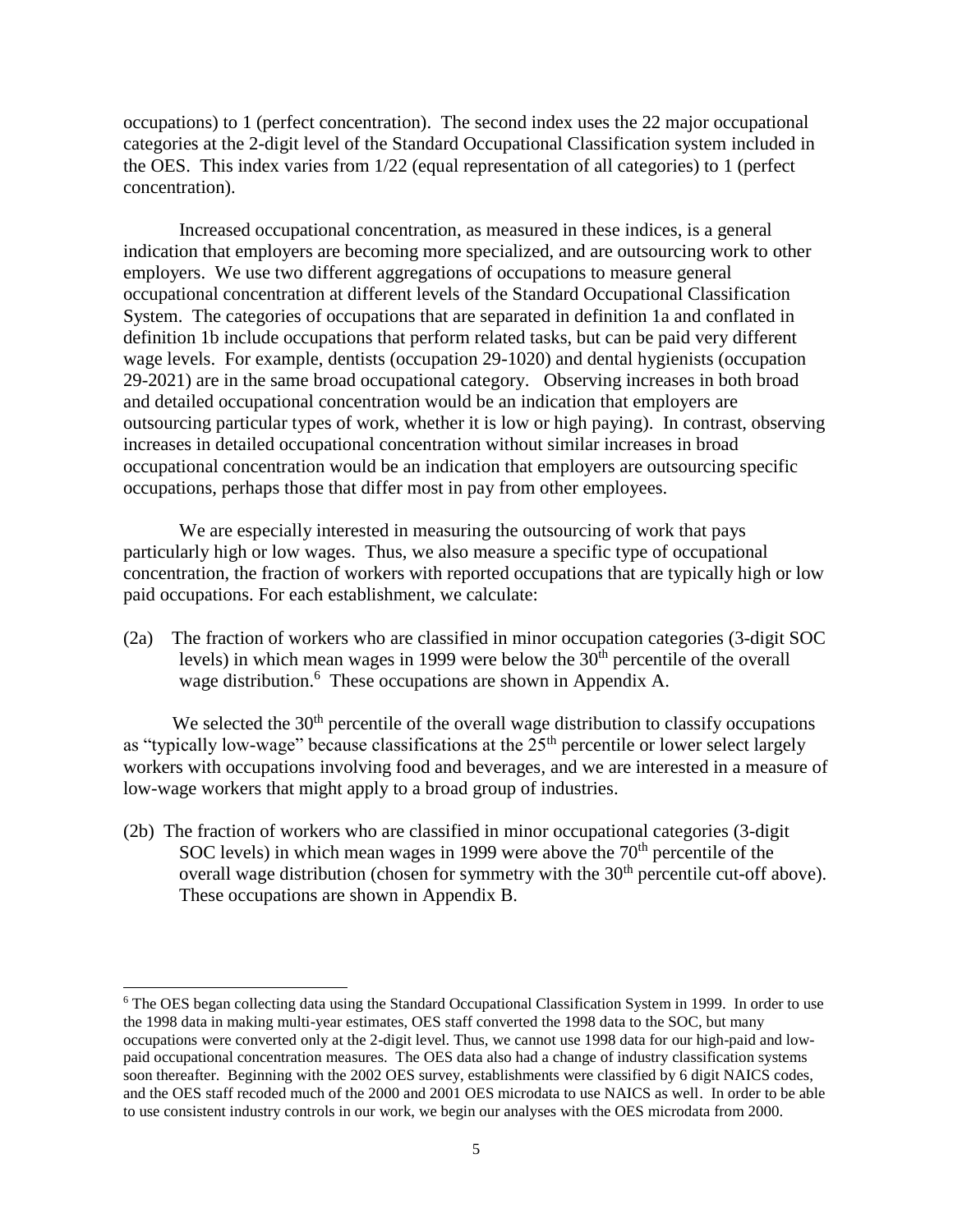occupations) to 1 (perfect concentration). The second index uses the 22 major occupational categories at the 2-digit level of the Standard Occupational Classification system included in the OES. This index varies from 1/22 (equal representation of all categories) to 1 (perfect concentration).

Increased occupational concentration, as measured in these indices, is a general indication that employers are becoming more specialized, and are outsourcing work to other employers. We use two different aggregations of occupations to measure general occupational concentration at different levels of the Standard Occupational Classification System. The categories of occupations that are separated in definition 1a and conflated in definition 1b include occupations that perform related tasks, but can be paid very different wage levels. For example, dentists (occupation 29-1020) and dental hygienists (occupation 29-2021) are in the same broad occupational category. Observing increases in both broad and detailed occupational concentration would be an indication that employers are outsourcing particular types of work, whether it is low or high paying). In contrast, observing increases in detailed occupational concentration without similar increases in broad occupational concentration would be an indication that employers are outsourcing specific occupations, perhaps those that differ most in pay from other employees.

We are especially interested in measuring the outsourcing of work that pays particularly high or low wages. Thus, we also measure a specific type of occupational concentration, the fraction of workers with reported occupations that are typically high or low paid occupations. For each establishment, we calculate:

(2a) The fraction of workers who are classified in minor occupation categories (3-digit SOC levels) in which mean wages in 1999 were below the 30th percentile of the overall wage distribution.[6] These occupations are shown in Appendix A.

We selected the 30th percentile of the overall wage distribution to classify occupations as "typically low-wage" because classifications at the 25th percentile or lower select largely workers with occupations involving food and beverages, and we are interested in a measure of low-wage workers that might apply to a broad group of industries.

(2b) The fraction of workers who are classified in minor occupational categories (3-digit SOC levels) in which mean wages in 1999 were above the 70th percentile of the overall wage distribution (chosen for symmetry with the 30th percentile cut-off above). These occupations are shown in Appendix B.

---

[6] The OES began collecting data using the Standard Occupational Classification System in 1999. In order to use the 1998 data in making multi-year estimates, OES staff converted the 1998 data to the SOC, but many occupations were converted only at the 2-digit level. Thus, we cannot use 1998 data for our high-paid and low-paid occupational concentration measures. The OES data also had a change of industry classification systems soon thereafter. Beginning with the 2002 OES survey, establishments were classified by 6 digit NAICS codes, and the OES staff recoded much of the 2000 and 2001 OES microdata to use NAICS as well. In order to be able to use consistent industry controls in our work, we begin our analyses with the OES microdata from 2000.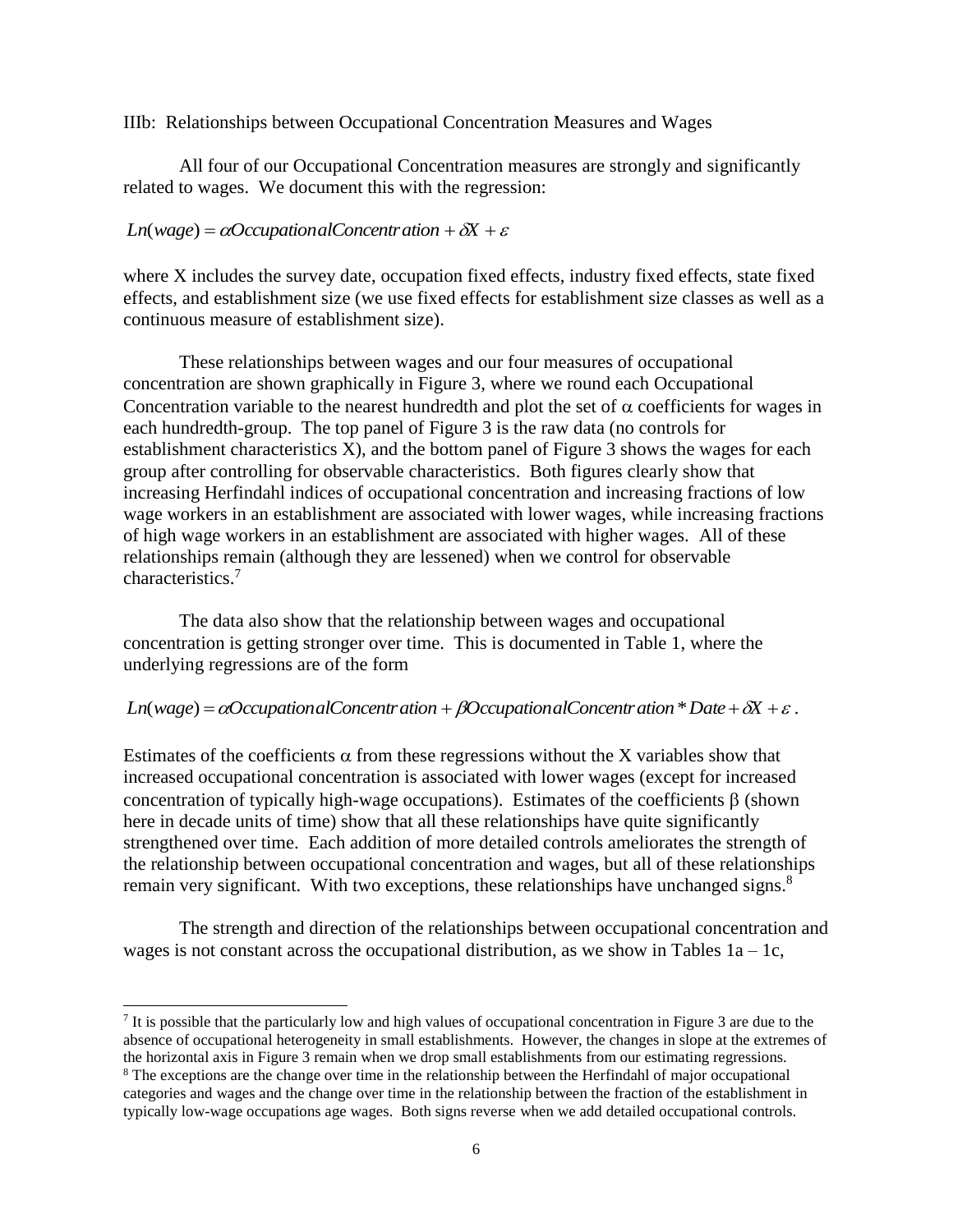IIIb: Relationships between Occupational Concentration Measures and Wages

All four of our Occupational Concentration measures are strongly and significantly related to wages. We document this with the regression:

$$Ln(wage) = \alpha OccupationalConcentration + \delta X + \varepsilon$$

where X includes the survey date, occupation fixed effects, industry fixed effects, state fixed effects, and establishment size (we use fixed effects for establishment size classes as well as a continuous measure of establishment size).

These relationships between wages and our four measures of occupational concentration are shown graphically in Figure 3, where we round each Occupational Concentration variable to the nearest hundredth and plot the set of $\alpha$ coefficients for wages in each hundredth-group. The top panel of Figure 3 is the raw data (no controls for establishment characteristics X), and the bottom panel of Figure 3 shows the wages for each group after controlling for observable characteristics. Both figures clearly show that increasing Herfindahl indices of occupational concentration and increasing fractions of low wage workers in an establishment are associated with lower wages, while increasing fractions of high wage workers in an establishment are associated with higher wages. All of these relationships remain (although they are lessened) when we control for observable characteristics.[7]

The data also show that the relationship between wages and occupational concentration is getting stronger over time. This is documented in Table 1, where the underlying regressions are of the form

$$Ln(wage) = \alpha OccupationalConcentration + \beta OccupationalConcentration * Date + \delta X + \varepsilon .$$

Estimates of the coefficients $\alpha$ from these regressions without the X variables show that increased occupational concentration is associated with lower wages (except for increased concentration of typically high-wage occupations). Estimates of the coefficients $\beta$ (shown here in decade units of time) show that all these relationships have quite significantly strengthened over time. Each addition of more detailed controls ameliorates the strength of the relationship between occupational concentration and wages, but all of these relationships remain very significant. With two exceptions, these relationships have unchanged signs.[8]

The strength and direction of the relationships between occupational concentration and wages is not constant across the occupational distribution, as we show in Tables 1a – 1c,

---

[7] It is possible that the particularly low and high values of occupational concentration in Figure 3 are due to the absence of occupational heterogeneity in small establishments. However, the changes in slope at the extremes of the horizontal axis in Figure 3 remain when we drop small establishments from our estimating regressions.

[8] The exceptions are the change over time in the relationship between the Herfindahl of major occupational categories and wages and the change over time in the relationship between the fraction of the establishment in typically low-wage occupations age wages. Both signs reverse when we add detailed occupational controls.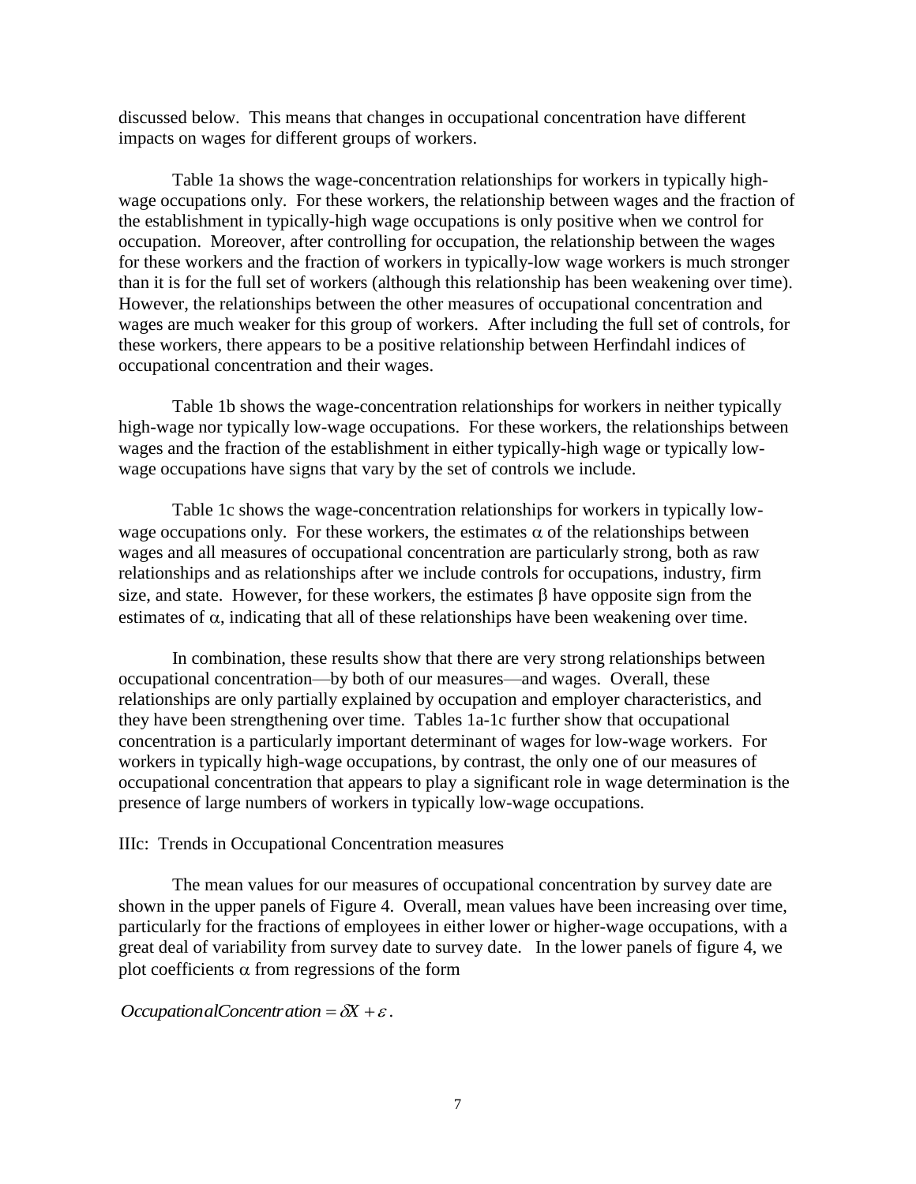discussed below. This means that changes in occupational concentration have different impacts on wages for different groups of workers.

Table 1a shows the wage-concentration relationships for workers in typically high-wage occupations only. For these workers, the relationship between wages and the fraction of the establishment in typically-high wage occupations is only positive when we control for occupation. Moreover, after controlling for occupation, the relationship between the wages for these workers and the fraction of workers in typically-low wage workers is much stronger than it is for the full set of workers (although this relationship has been weakening over time). However, the relationships between the other measures of occupational concentration and wages are much weaker for this group of workers. After including the full set of controls, for these workers, there appears to be a positive relationship between Herfindahl indices of occupational concentration and their wages.

Table 1b shows the wage-concentration relationships for workers in neither typically high-wage nor typically low-wage occupations. For these workers, the relationships between wages and the fraction of the establishment in either typically-high wage or typically low-wage occupations have signs that vary by the set of controls we include.

Table 1c shows the wage-concentration relationships for workers in typically low-wage occupations only. For these workers, the estimates $\alpha$ of the relationships between wages and all measures of occupational concentration are particularly strong, both as raw relationships and as relationships after we include controls for occupations, industry, firm size, and state. However, for these workers, the estimates $\beta$ have opposite sign from the estimates of $\alpha$, indicating that all of these relationships have been weakening over time.

In combination, these results show that there are very strong relationships between occupational concentration—by both of our measures—and wages. Overall, these relationships are only partially explained by occupation and employer characteristics, and they have been strengthening over time. Tables 1a-1c further show that occupational concentration is a particularly important determinant of wages for low-wage workers. For workers in typically high-wage occupations, by contrast, the only one of our measures of occupational concentration that appears to play a significant role in wage determination is the presence of large numbers of workers in typically low-wage occupations.

IIIc: Trends in Occupational Concentration measures

The mean values for our measures of occupational concentration by survey date are shown in the upper panels of Figure 4. Overall, mean values have been increasing over time, particularly for the fractions of employees in either lower or higher-wage occupations, with a great deal of variability from survey date to survey date. In the lower panels of figure 4, we plot coefficients $\alpha$ from regressions of the form

$$OccupationalConcentration = \delta X + \varepsilon .$$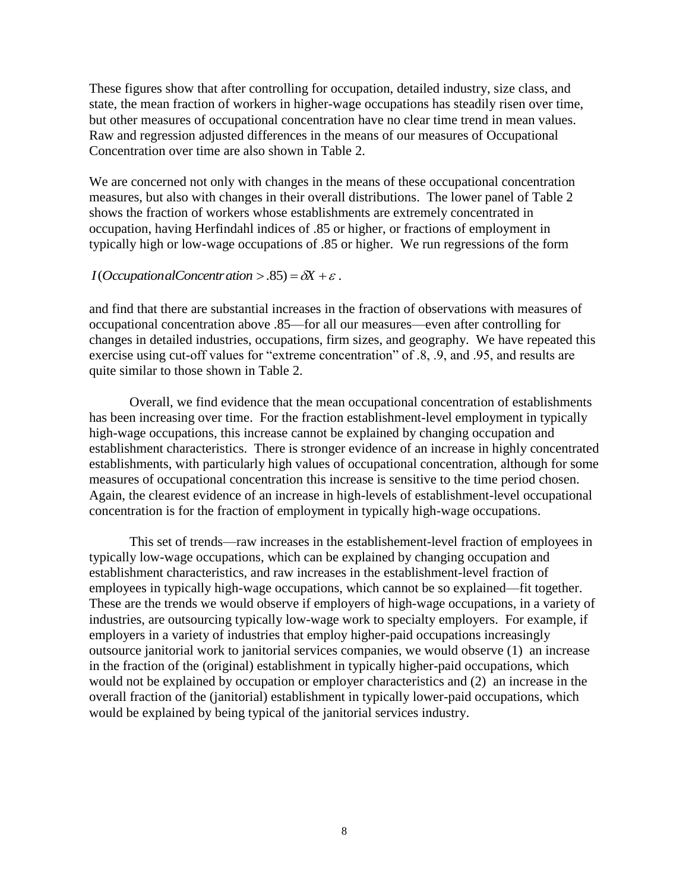These figures show that after controlling for occupation, detailed industry, size class, and state, the mean fraction of workers in higher-wage occupations has steadily risen over time, but other measures of occupational concentration have no clear time trend in mean values. Raw and regression adjusted differences in the means of our measures of Occupational Concentration over time are also shown in Table 2.

We are concerned not only with changes in the means of these occupational concentration measures, but also with changes in their overall distributions. The lower panel of Table 2 shows the fraction of workers whose establishments are extremely concentrated in occupation, having Herfindahl indices of .85 or higher, or fractions of employment in typically high or low-wage occupations of .85 or higher. We run regressions of the form

$$I(OccupationalConcentration > .85) = \delta X + \varepsilon .$$

and find that there are substantial increases in the fraction of observations with measures of occupational concentration above .85—for all our measures—even after controlling for changes in detailed industries, occupations, firm sizes, and geography. We have repeated this exercise using cut-off values for "extreme concentration" of .8, .9, and .95, and results are quite similar to those shown in Table 2.

Overall, we find evidence that the mean occupational concentration of establishments has been increasing over time. For the fraction establishment-level employment in typically high-wage occupations, this increase cannot be explained by changing occupation and establishment characteristics. There is stronger evidence of an increase in highly concentrated establishments, with particularly high values of occupational concentration, although for some measures of occupational concentration this increase is sensitive to the time period chosen. Again, the clearest evidence of an increase in high-levels of establishment-level occupational concentration is for the fraction of employment in typically high-wage occupations.

This set of trends—raw increases in the establishement-level fraction of employees in typically low-wage occupations, which can be explained by changing occupation and establishment characteristics, and raw increases in the establishment-level fraction of employees in typically high-wage occupations, which cannot be so explained—fit together. These are the trends we would observe if employers of high-wage occupations, in a variety of industries, are outsourcing typically low-wage work to specialty employers. For example, if employers in a variety of industries that employ higher-paid occupations increasingly outsource janitorial work to janitorial services companies, we would observe (1) an increase in the fraction of the (original) establishment in typically higher-paid occupations, which would not be explained by occupation or employer characteristics and (2) an increase in the overall fraction of the (janitorial) establishment in typically lower-paid occupations, which would be explained by being typical of the janitorial services industry.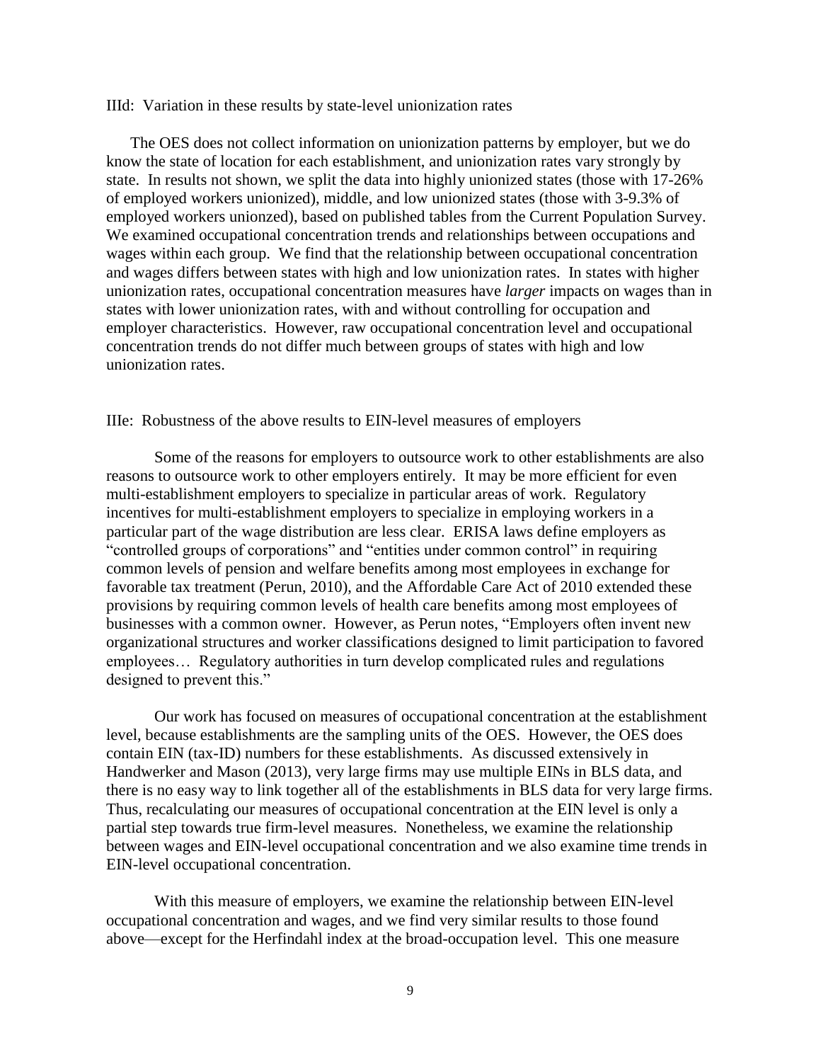### IIId: Variation in these results by state-level unionization rates

The OES does not collect information on unionization patterns by employer, but we do know the state of location for each establishment, and unionization rates vary strongly by state. In results not shown, we split the data into highly unionized states (those with 17-26% of employed workers unionized), middle, and low unionized states (those with 3-9.3% of employed workers unionzed), based on published tables from the Current Population Survey. We examined occupational concentration trends and relationships between occupations and wages within each group. We find that the relationship between occupational concentration and wages differs between states with high and low unionization rates. In states with higher unionization rates, occupational concentration measures have *larger* impacts on wages than in states with lower unionization rates, with and without controlling for occupation and employer characteristics. However, raw occupational concentration level and occupational concentration trends do not differ much between groups of states with high and low unionization rates.

### IIIe: Robustness of the above results to EIN-level measures of employers

Some of the reasons for employers to outsource work to other establishments are also reasons to outsource work to other employers entirely. It may be more efficient for even multi-establishment employers to specialize in particular areas of work. Regulatory incentives for multi-establishment employers to specialize in employing workers in a particular part of the wage distribution are less clear. ERISA laws define employers as "controlled groups of corporations" and "entities under common control" in requiring common levels of pension and welfare benefits among most employees in exchange for favorable tax treatment (Perun, 2010), and the Affordable Care Act of 2010 extended these provisions by requiring common levels of health care benefits among most employees of businesses with a common owner. However, as Perun notes, "Employers often invent new organizational structures and worker classifications designed to limit participation to favored employees… Regulatory authorities in turn develop complicated rules and regulations designed to prevent this."

Our work has focused on measures of occupational concentration at the establishment level, because establishments are the sampling units of the OES. However, the OES does contain EIN (tax-ID) numbers for these establishments. As discussed extensively in Handwerker and Mason (2013), very large firms may use multiple EINs in BLS data, and there is no easy way to link together all of the establishments in BLS data for very large firms. Thus, recalculating our measures of occupational concentration at the EIN level is only a partial step towards true firm-level measures. Nonetheless, we examine the relationship between wages and EIN-level occupational concentration and we also examine time trends in EIN-level occupational concentration.

With this measure of employers, we examine the relationship between EIN-level occupational concentration and wages, and we find very similar results to those found above—except for the Herfindahl index at the broad-occupation level. This one measure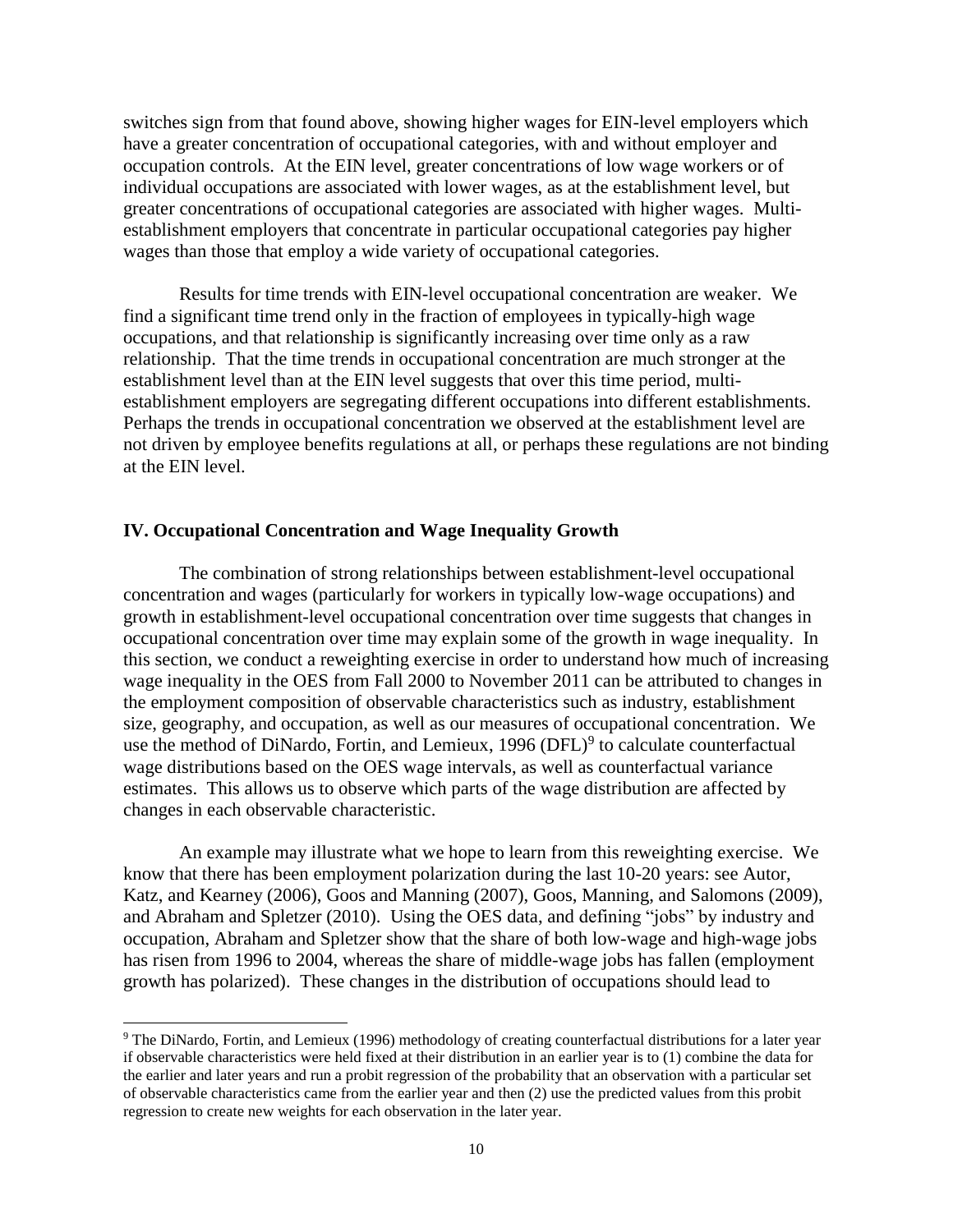switches sign from that found above, showing higher wages for EIN-level employers which have a greater concentration of occupational categories, with and without employer and occupation controls. At the EIN level, greater concentrations of low wage workers or of individual occupations are associated with lower wages, as at the establishment level, but greater concentrations of occupational categories are associated with higher wages. Multi-establishment employers that concentrate in particular occupational categories pay higher wages than those that employ a wide variety of occupational categories.

Results for time trends with EIN-level occupational concentration are weaker. We find a significant time trend only in the fraction of employees in typically-high wage occupations, and that relationship is significantly increasing over time only as a raw relationship. That the time trends in occupational concentration are much stronger at the establishment level than at the EIN level suggests that over this time period, multi-establishment employers are segregating different occupations into different establishments. Perhaps the trends in occupational concentration we observed at the establishment level are not driven by employee benefits regulations at all, or perhaps these regulations are not binding at the EIN level.

## IV. Occupational Concentration and Wage Inequality Growth

The combination of strong relationships between establishment-level occupational concentration and wages (particularly for workers in typically low-wage occupations) and growth in establishment-level occupational concentration over time suggests that changes in occupational concentration over time may explain some of the growth in wage inequality. In this section, we conduct a reweighting exercise in order to understand how much of increasing wage inequality in the OES from Fall 2000 to November 2011 can be attributed to changes in the employment composition of observable characteristics such as industry, establishment size, geography, and occupation, as well as our measures of occupational concentration. We use the method of DiNardo, Fortin, and Lemieux, 1996 (DFL)[9] to calculate counterfactual wage distributions based on the OES wage intervals, as well as counterfactual variance estimates. This allows us to observe which parts of the wage distribution are affected by changes in each observable characteristic.

An example may illustrate what we hope to learn from this reweighting exercise. We know that there has been employment polarization during the last 10-20 years: see Autor, Katz, and Kearney (2006), Goos and Manning (2007), Goos, Manning, and Salomons (2009), and Abraham and Spletzer (2010). Using the OES data, and defining "jobs" by industry and occupation, Abraham and Spletzer show that the share of both low-wage and high-wage jobs has risen from 1996 to 2004, whereas the share of middle-wage jobs has fallen (employment growth has polarized). These changes in the distribution of occupations should lead to

[9] The DiNardo, Fortin, and Lemieux (1996) methodology of creating counterfactual distributions for a later year if observable characteristics were held fixed at their distribution in an earlier year is to (1) combine the data for the earlier and later years and run a probit regression of the probability that an observation with a particular set of observable characteristics came from the earlier year and then (2) use the predicted values from this probit regression to create new weights for each observation in the later year.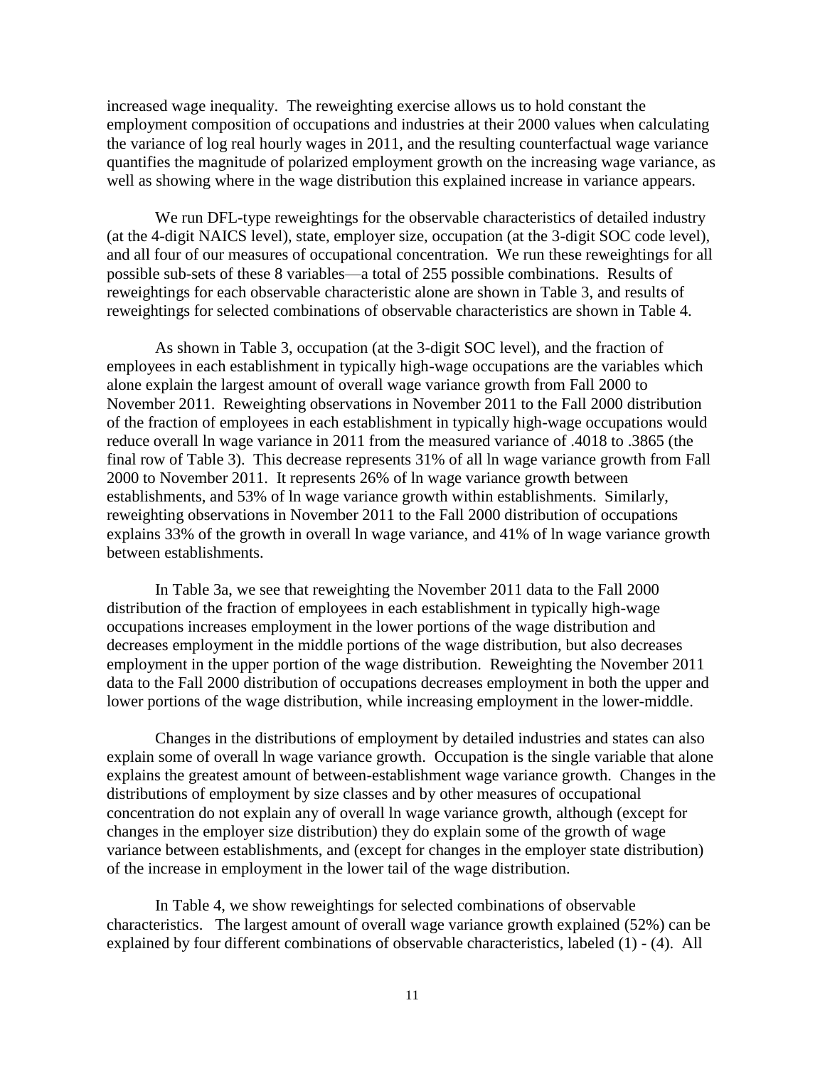increased wage inequality. The reweighting exercise allows us to hold constant the employment composition of occupations and industries at their 2000 values when calculating the variance of log real hourly wages in 2011, and the resulting counterfactual wage variance quantifies the magnitude of polarized employment growth on the increasing wage variance, as well as showing where in the wage distribution this explained increase in variance appears.

We run DFL-type reweightings for the observable characteristics of detailed industry (at the 4-digit NAICS level), state, employer size, occupation (at the 3-digit SOC code level), and all four of our measures of occupational concentration. We run these reweightings for all possible sub-sets of these 8 variables—a total of 255 possible combinations. Results of reweightings for each observable characteristic alone are shown in Table 3, and results of reweightings for selected combinations of observable characteristics are shown in Table 4.

As shown in Table 3, occupation (at the 3-digit SOC level), and the fraction of employees in each establishment in typically high-wage occupations are the variables which alone explain the largest amount of overall wage variance growth from Fall 2000 to November 2011. Reweighting observations in November 2011 to the Fall 2000 distribution of the fraction of employees in each establishment in typically high-wage occupations would reduce overall ln wage variance in 2011 from the measured variance of .4018 to .3865 (the final row of Table 3). This decrease represents 31% of all ln wage variance growth from Fall 2000 to November 2011. It represents 26% of ln wage variance growth between establishments, and 53% of ln wage variance growth within establishments. Similarly, reweighting observations in November 2011 to the Fall 2000 distribution of occupations explains 33% of the growth in overall ln wage variance, and 41% of ln wage variance growth between establishments.

In Table 3a, we see that reweighting the November 2011 data to the Fall 2000 distribution of the fraction of employees in each establishment in typically high-wage occupations increases employment in the lower portions of the wage distribution and decreases employment in the middle portions of the wage distribution, but also decreases employment in the upper portion of the wage distribution. Reweighting the November 2011 data to the Fall 2000 distribution of occupations decreases employment in both the upper and lower portions of the wage distribution, while increasing employment in the lower-middle.

Changes in the distributions of employment by detailed industries and states can also explain some of overall ln wage variance growth. Occupation is the single variable that alone explains the greatest amount of between-establishment wage variance growth. Changes in the distributions of employment by size classes and by other measures of occupational concentration do not explain any of overall ln wage variance growth, although (except for changes in the employer size distribution) they do explain some of the growth of wage variance between establishments, and (except for changes in the employer state distribution) of the increase in employment in the lower tail of the wage distribution.

In Table 4, we show reweightings for selected combinations of observable characteristics. The largest amount of overall wage variance growth explained (52%) can be explained by four different combinations of observable characteristics, labeled (1) - (4). All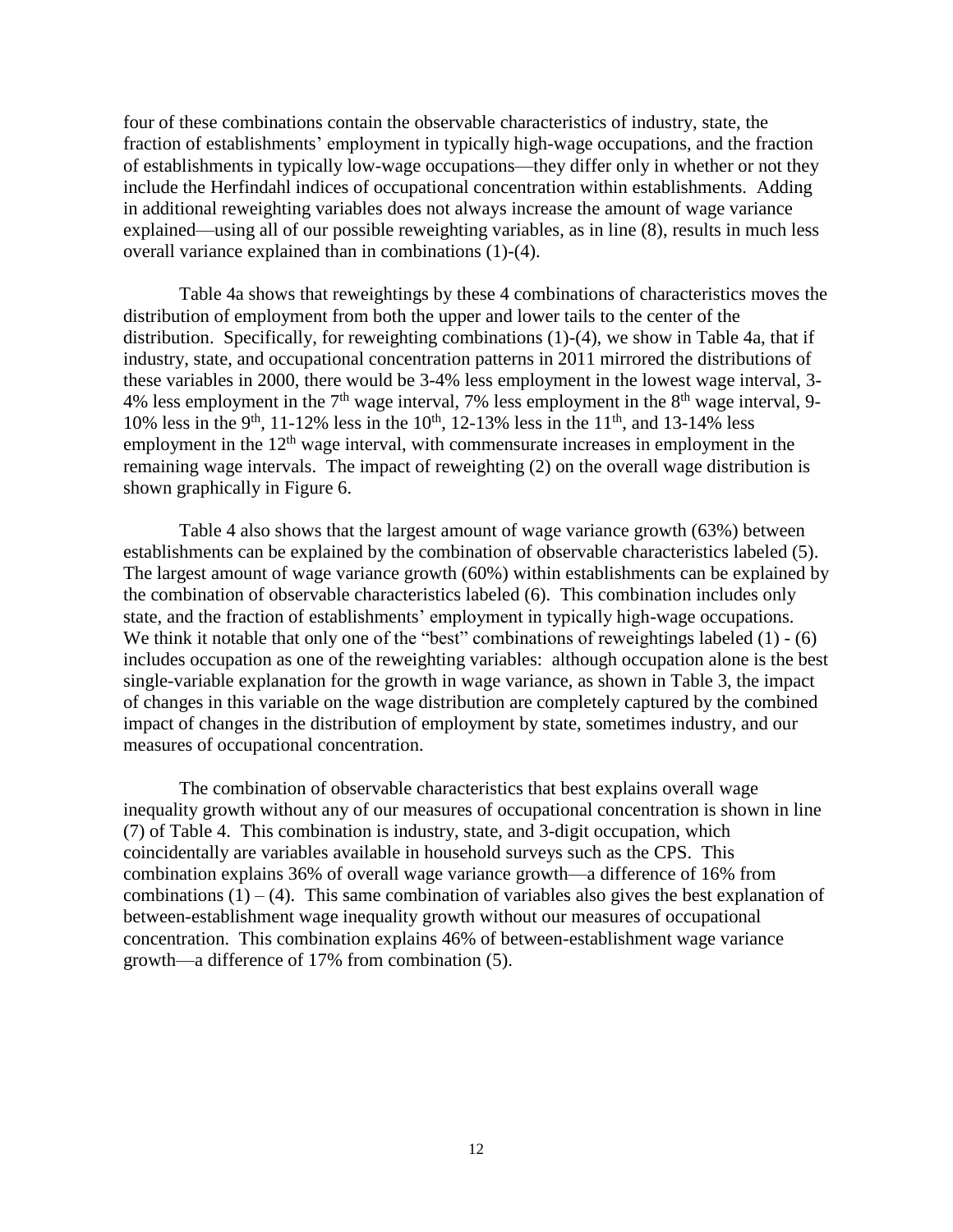four of these combinations contain the observable characteristics of industry, state, the fraction of establishments' employment in typically high-wage occupations, and the fraction of establishments in typically low-wage occupations—they differ only in whether or not they include the Herfindahl indices of occupational concentration within establishments. Adding in additional reweighting variables does not always increase the amount of wage variance explained—using all of our possible reweighting variables, as in line (8), results in much less overall variance explained than in combinations (1)-(4).

Table 4a shows that reweightings by these 4 combinations of characteristics moves the distribution of employment from both the upper and lower tails to the center of the distribution. Specifically, for reweighting combinations (1)-(4), we show in Table 4a, that if industry, state, and occupational concentration patterns in 2011 mirrored the distributions of these variables in 2000, there would be 3-4% less employment in the lowest wage interval, 3-4% less employment in the 7th wage interval, 7% less employment in the 8th wage interval, 9-10% less in the 9th, 11-12% less in the 10th, 12-13% less in the 11th, and 13-14% less employment in the 12th wage interval, with commensurate increases in employment in the remaining wage intervals. The impact of reweighting (2) on the overall wage distribution is shown graphically in Figure 6.

Table 4 also shows that the largest amount of wage variance growth (63%) between establishments can be explained by the combination of observable characteristics labeled (5). The largest amount of wage variance growth (60%) within establishments can be explained by the combination of observable characteristics labeled (6). This combination includes only state, and the fraction of establishments' employment in typically high-wage occupations. We think it notable that only one of the "best" combinations of reweightings labeled (1) - (6) includes occupation as one of the reweighting variables: although occupation alone is the best single-variable explanation for the growth in wage variance, as shown in Table 3, the impact of changes in this variable on the wage distribution are completely captured by the combined impact of changes in the distribution of employment by state, sometimes industry, and our measures of occupational concentration.

The combination of observable characteristics that best explains overall wage inequality growth without any of our measures of occupational concentration is shown in line (7) of Table 4. This combination is industry, state, and 3-digit occupation, which coincidentally are variables available in household surveys such as the CPS. This combination explains 36% of overall wage variance growth—a difference of 16% from combinations (1) – (4). This same combination of variables also gives the best explanation of between-establishment wage inequality growth without our measures of occupational concentration. This combination explains 46% of between-establishment wage variance growth—a difference of 17% from combination (5).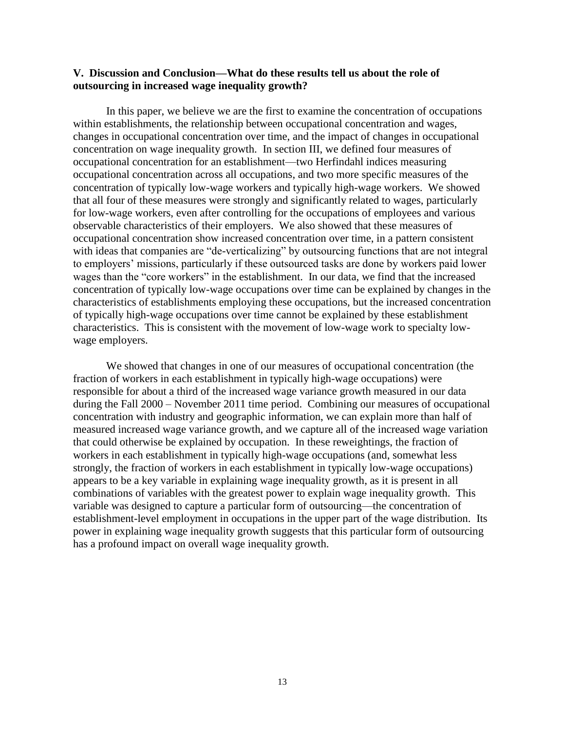## V. Discussion and Conclusion—What do these results tell us about the role of outsourcing in increased wage inequality growth?

In this paper, we believe we are the first to examine the concentration of occupations within establishments, the relationship between occupational concentration and wages, changes in occupational concentration over time, and the impact of changes in occupational concentration on wage inequality growth. In section III, we defined four measures of occupational concentration for an establishment—two Herfindahl indices measuring occupational concentration across all occupations, and two more specific measures of the concentration of typically low-wage workers and typically high-wage workers. We showed that all four of these measures were strongly and significantly related to wages, particularly for low-wage workers, even after controlling for the occupations of employees and various observable characteristics of their employers. We also showed that these measures of occupational concentration show increased concentration over time, in a pattern consistent with ideas that companies are "de-verticalizing" by outsourcing functions that are not integral to employers' missions, particularly if these outsourced tasks are done by workers paid lower wages than the "core workers" in the establishment. In our data, we find that the increased concentration of typically low-wage occupations over time can be explained by changes in the characteristics of establishments employing these occupations, but the increased concentration of typically high-wage occupations over time cannot be explained by these establishment characteristics. This is consistent with the movement of low-wage work to specialty low-wage employers.

We showed that changes in one of our measures of occupational concentration (the fraction of workers in each establishment in typically high-wage occupations) were responsible for about a third of the increased wage variance growth measured in our data during the Fall 2000 – November 2011 time period. Combining our measures of occupational concentration with industry and geographic information, we can explain more than half of measured increased wage variance growth, and we capture all of the increased wage variation that could otherwise be explained by occupation. In these reweightings, the fraction of workers in each establishment in typically high-wage occupations (and, somewhat less strongly, the fraction of workers in each establishment in typically low-wage occupations) appears to be a key variable in explaining wage inequality growth, as it is present in all combinations of variables with the greatest power to explain wage inequality growth. This variable was designed to capture a particular form of outsourcing—the concentration of establishment-level employment in occupations in the upper part of the wage distribution. Its power in explaining wage inequality growth suggests that this particular form of outsourcing has a profound impact on overall wage inequality growth.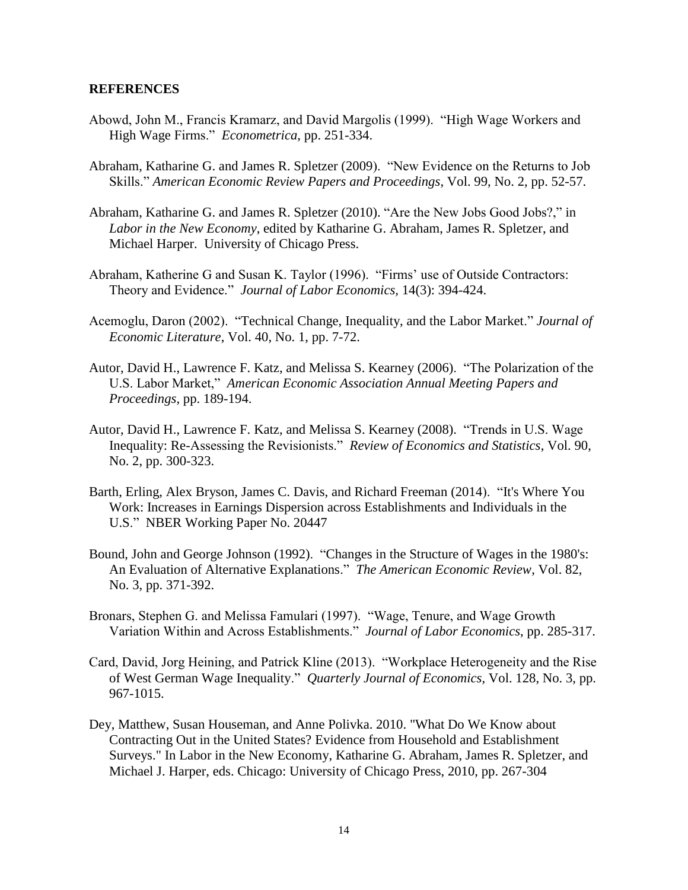**REFERENCES**

Abowd, John M., Francis Kramarz, and David Margolis (1999). "High Wage Workers and High Wage Firms." *Econometrica*, pp. 251-334.

Abraham, Katharine G. and James R. Spletzer (2009). "New Evidence on the Returns to Job Skills." *American Economic Review Papers and Proceedings*, Vol. 99, No. 2, pp. 52-57.

Abraham, Katharine G. and James R. Spletzer (2010). "Are the New Jobs Good Jobs?," in *Labor in the New Economy*, edited by Katharine G. Abraham, James R. Spletzer, and Michael Harper. University of Chicago Press.

Abraham, Katherine G and Susan K. Taylor (1996). "Firms' use of Outside Contractors: Theory and Evidence." *Journal of Labor Economics,* 14(3): 394-424.

Acemoglu, Daron (2002). "Technical Change, Inequality, and the Labor Market." *Journal of Economic Literature*, Vol. 40, No. 1, pp. 7-72.

Autor, David H., Lawrence F. Katz, and Melissa S. Kearney (2006). "The Polarization of the U.S. Labor Market," *American Economic Association Annual Meeting Papers and Proceedings*, pp. 189-194.

Autor, David H., Lawrence F. Katz, and Melissa S. Kearney (2008). "Trends in U.S. Wage Inequality: Re-Assessing the Revisionists." *Review of Economics and Statistics*, Vol. 90, No. 2, pp. 300-323.

Barth, Erling, Alex Bryson, James C. Davis, and Richard Freeman (2014). "It's Where You Work: Increases in Earnings Dispersion across Establishments and Individuals in the U.S." NBER Working Paper No. 20447

Bound, John and George Johnson (1992). "Changes in the Structure of Wages in the 1980's: An Evaluation of Alternative Explanations." *The American Economic Review*, Vol. 82, No. 3, pp. 371-392.

Bronars, Stephen G. and Melissa Famulari (1997). "Wage, Tenure, and Wage Growth Variation Within and Across Establishments." *Journal of Labor Economics*, pp. 285-317.

Card, David, Jorg Heining, and Patrick Kline (2013). "Workplace Heterogeneity and the Rise of West German Wage Inequality." *Quarterly Journal of Economics*, Vol. 128, No. 3, pp. 967-1015.

Dey, Matthew, Susan Houseman, and Anne Polivka. 2010. "What Do We Know about Contracting Out in the United States? Evidence from Household and Establishment Surveys." In Labor in the New Economy, Katharine G. Abraham, James R. Spletzer, and Michael J. Harper, eds. Chicago: University of Chicago Press, 2010, pp. 267-304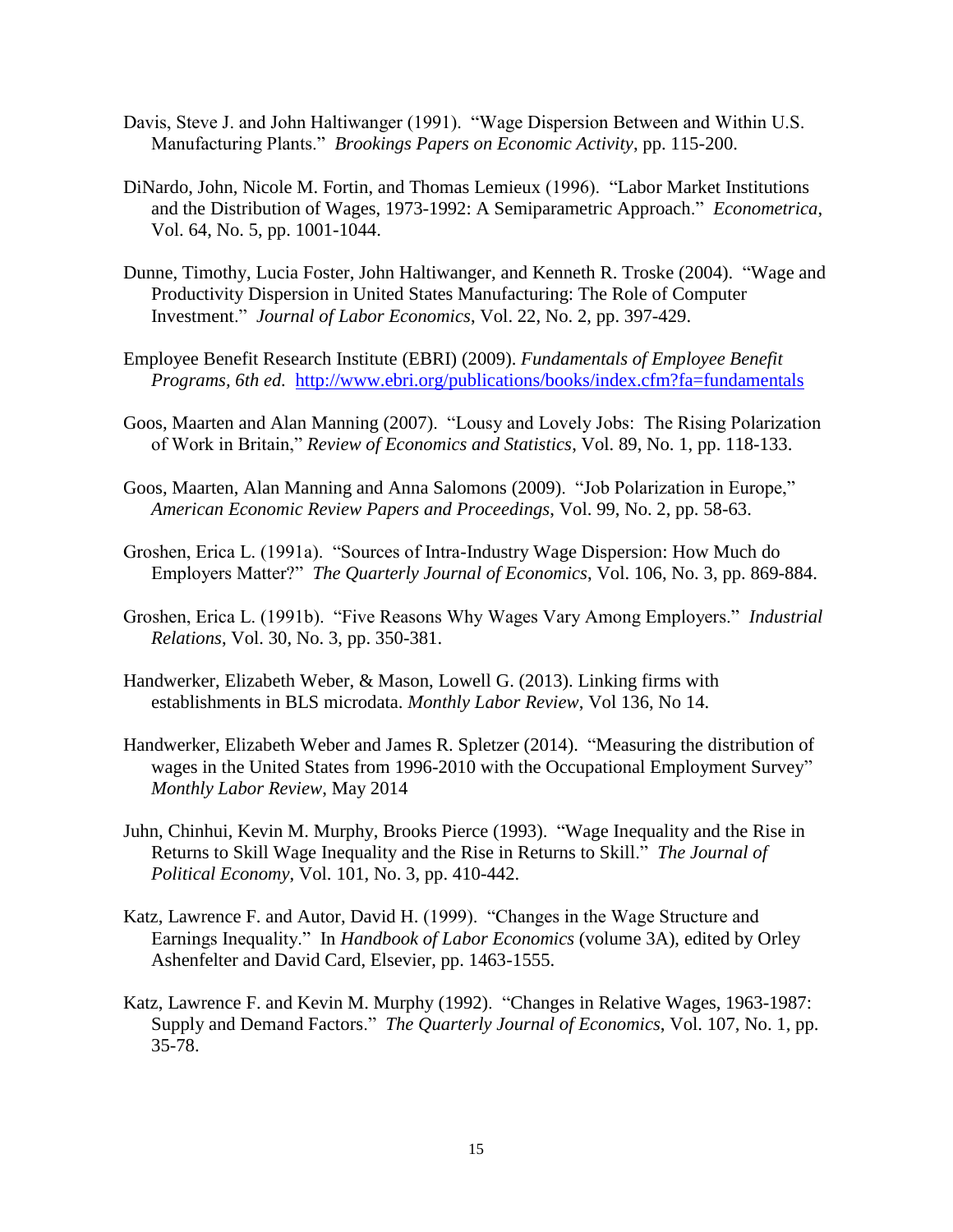Davis, Steve J. and John Haltiwanger (1991). "Wage Dispersion Between and Within U.S. Manufacturing Plants." *Brookings Papers on Economic Activity*, pp. 115-200.

DiNardo, John, Nicole M. Fortin, and Thomas Lemieux (1996). "Labor Market Institutions and the Distribution of Wages, 1973-1992: A Semiparametric Approach." *Econometrica*, Vol. 64, No. 5, pp. 1001-1044.

Dunne, Timothy, Lucia Foster, John Haltiwanger, and Kenneth R. Troske (2004). "Wage and Productivity Dispersion in United States Manufacturing: The Role of Computer Investment." *Journal of Labor Economics*, Vol. 22, No. 2, pp. 397-429.

Employee Benefit Research Institute (EBRI) (2009). *Fundamentals of Employee Benefit Programs, 6th ed.* http://www.ebri.org/publications/books/index.cfm?fa=fundamentals

Goos, Maarten and Alan Manning (2007). "Lousy and Lovely Jobs: The Rising Polarization of Work in Britain," *Review of Economics and Statistics*, Vol. 89, No. 1, pp. 118-133.

Goos, Maarten, Alan Manning and Anna Salomons (2009). "Job Polarization in Europe," *American Economic Review Papers and Proceedings*, Vol. 99, No. 2, pp. 58-63.

Groshen, Erica L. (1991a). "Sources of Intra-Industry Wage Dispersion: How Much do Employers Matter?" *The Quarterly Journal of Economics*, Vol. 106, No. 3, pp. 869-884.

Groshen, Erica L. (1991b). "Five Reasons Why Wages Vary Among Employers." *Industrial Relations*, Vol. 30, No. 3, pp. 350-381.

Handwerker, Elizabeth Weber, & Mason, Lowell G. (2013). Linking firms with establishments in BLS microdata. *Monthly Labor Review*, Vol 136, No 14.

Handwerker, Elizabeth Weber and James R. Spletzer (2014). "Measuring the distribution of wages in the United States from 1996-2010 with the Occupational Employment Survey" *Monthly Labor Review*, May 2014

Juhn, Chinhui, Kevin M. Murphy, Brooks Pierce (1993). "Wage Inequality and the Rise in Returns to Skill Wage Inequality and the Rise in Returns to Skill." *The Journal of Political Economy*, Vol. 101, No. 3, pp. 410-442.

Katz, Lawrence F. and Autor, David H. (1999). "Changes in the Wage Structure and Earnings Inequality." In *Handbook of Labor Economics* (volume 3A), edited by Orley Ashenfelter and David Card, Elsevier, pp. 1463-1555.

Katz, Lawrence F. and Kevin M. Murphy (1992). "Changes in Relative Wages, 1963-1987: Supply and Demand Factors." *The Quarterly Journal of Economics*, Vol. 107, No. 1, pp. 35-78.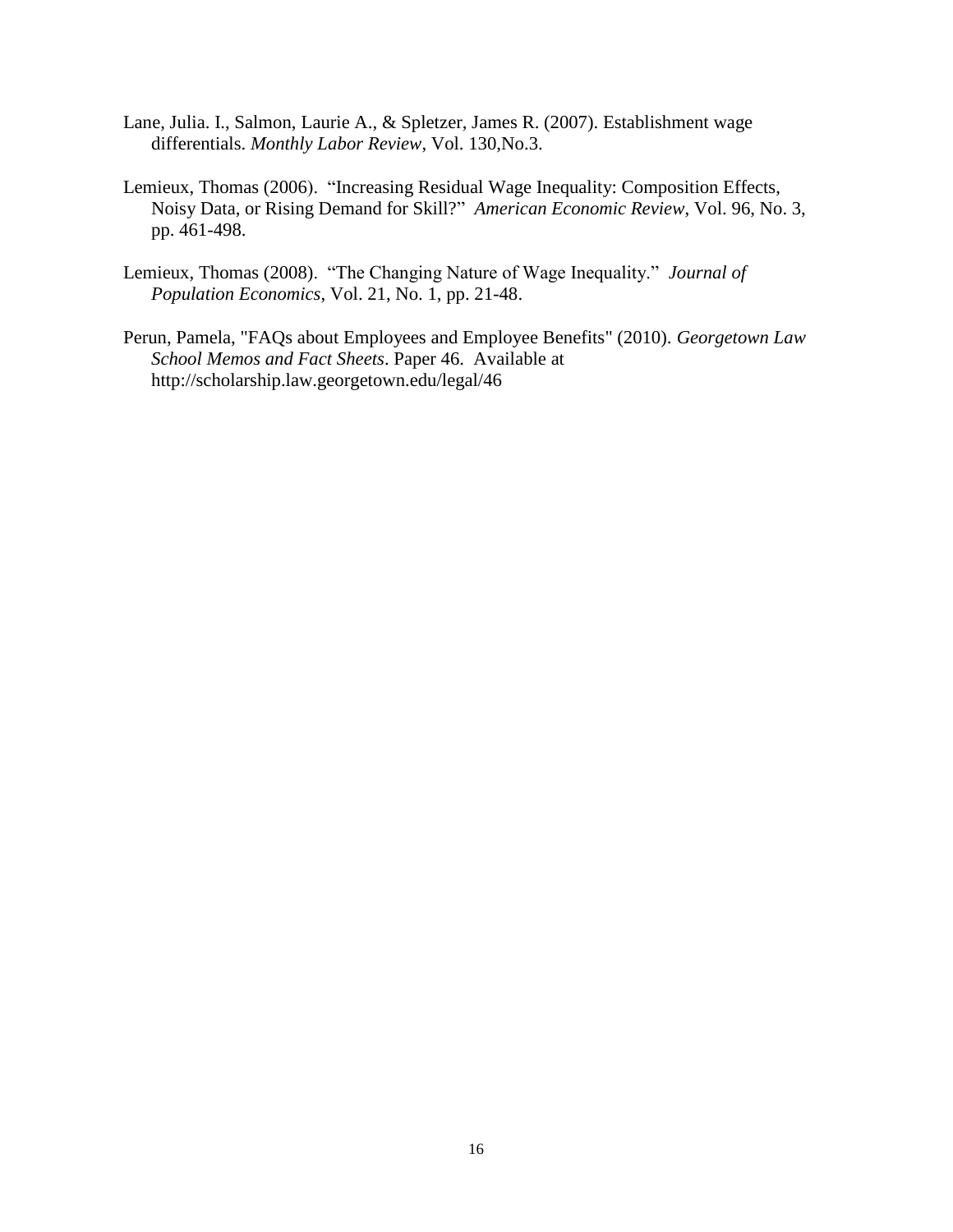Lane, Julia. I., Salmon, Laurie A., & Spletzer, James R. (2007). Establishment wage differentials. *Monthly Labor Review*, Vol. 130,No.3.

Lemieux, Thomas (2006). "Increasing Residual Wage Inequality: Composition Effects, Noisy Data, or Rising Demand for Skill?" *American Economic Review*, Vol. 96, No. 3, pp. 461-498.

Lemieux, Thomas (2008). "The Changing Nature of Wage Inequality." *Journal of Population Economics*, Vol. 21, No. 1, pp. 21-48.

Perun, Pamela, "FAQs about Employees and Employee Benefits" (2010). *Georgetown Law School Memos and Fact Sheets*. Paper 46. Available at http://scholarship.law.georgetown.edu/legal/46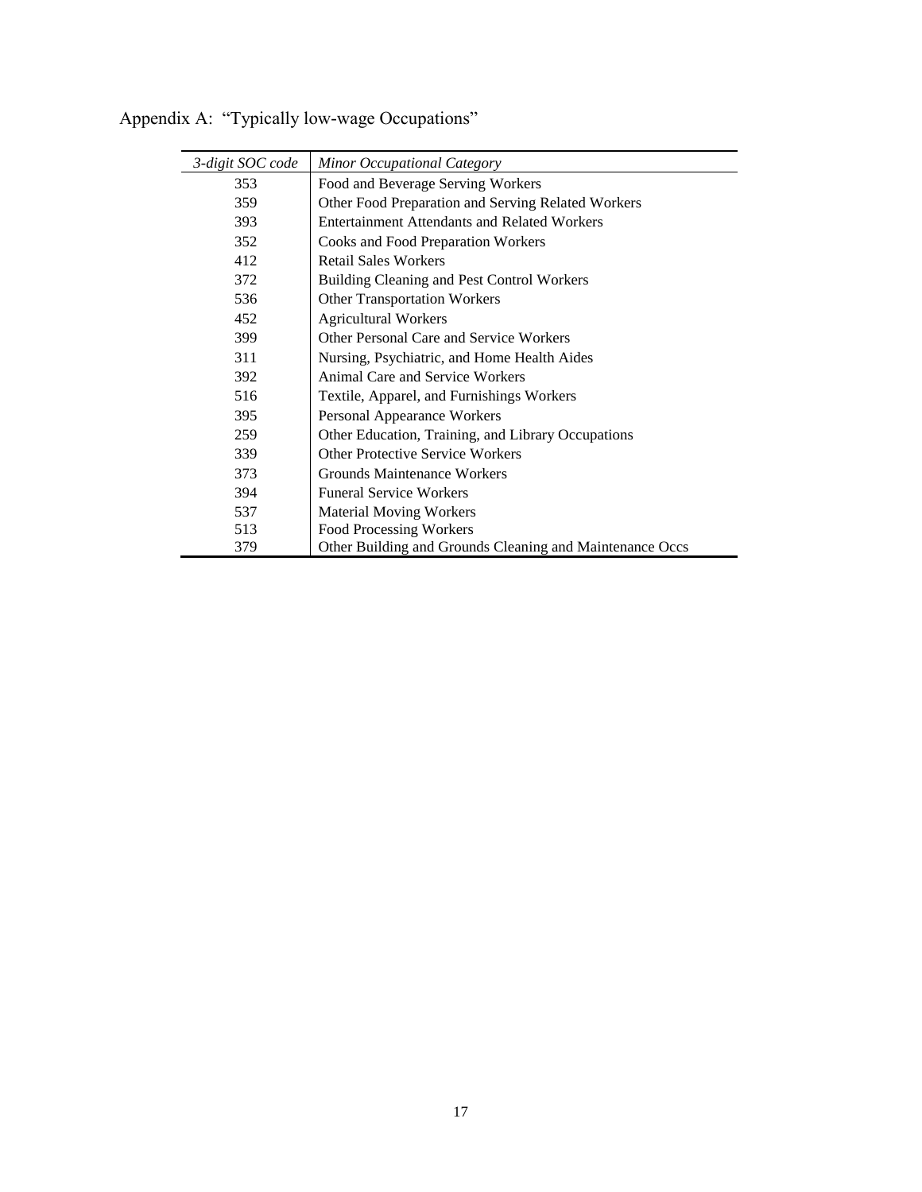Appendix A: "Typically low-wage Occupations"

| *3-digit SOC code* | *Minor Occupational Category* |
|---|---|
| 353 | Food and Beverage Serving Workers |
| 359 | Other Food Preparation and Serving Related Workers |
| 393 | Entertainment Attendants and Related Workers |
| 352 | Cooks and Food Preparation Workers |
| 412 | Retail Sales Workers |
| 372 | Building Cleaning and Pest Control Workers |
| 536 | Other Transportation Workers |
| 452 | Agricultural Workers |
| 399 | Other Personal Care and Service Workers |
| 311 | Nursing, Psychiatric, and Home Health Aides |
| 392 | Animal Care and Service Workers |
| 516 | Textile, Apparel, and Furnishings Workers |
| 395 | Personal Appearance Workers |
| 259 | Other Education, Training, and Library Occupations |
| 339 | Other Protective Service Workers |
| 373 | Grounds Maintenance Workers |
| 394 | Funeral Service Workers |
| 537 | Material Moving Workers |
| 513 | Food Processing Workers |
| 379 | Other Building and Grounds Cleaning and Maintenance Occs |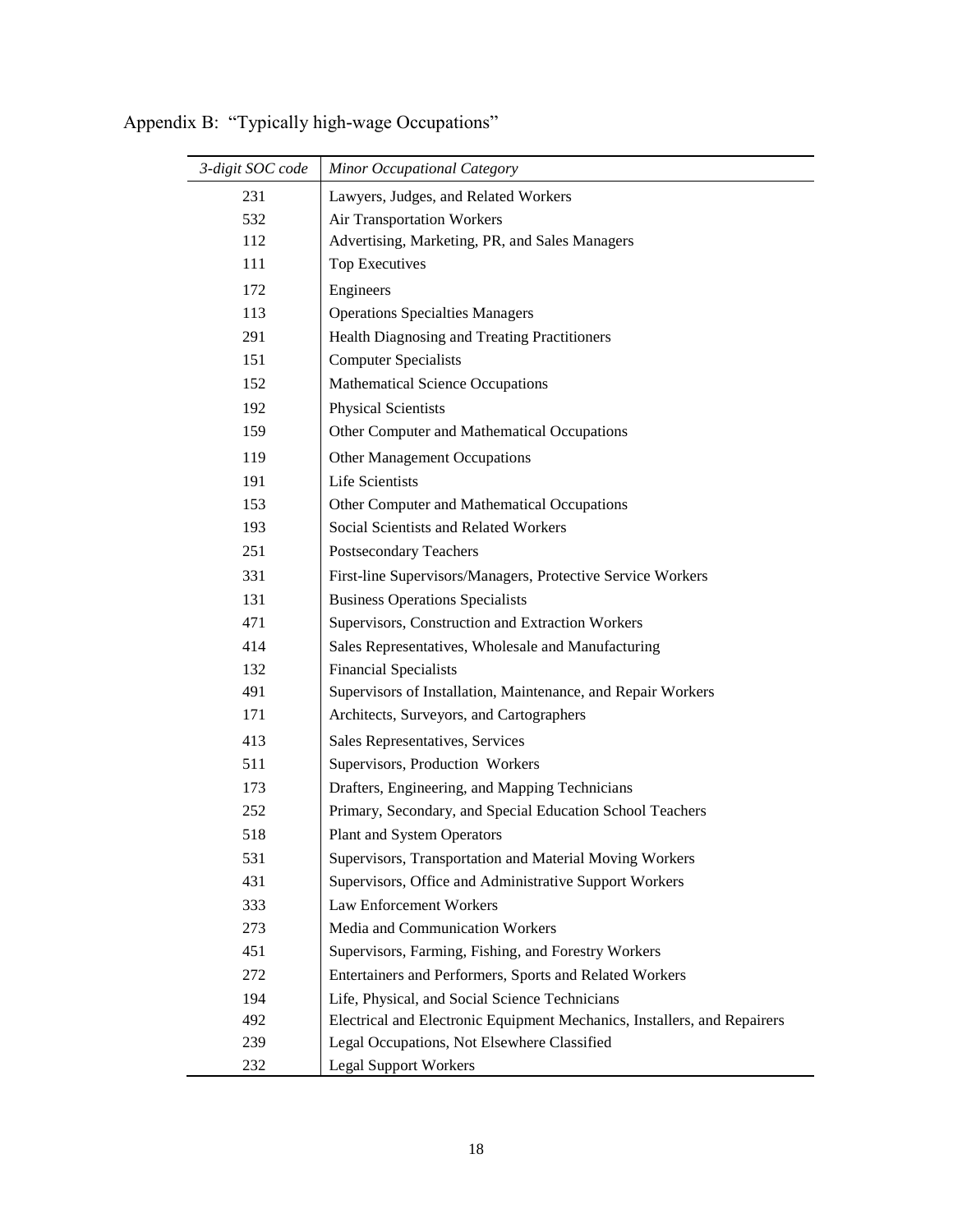Appendix B: "Typically high-wage Occupations"

| *3-digit SOC code* | *Minor Occupational Category* |
|---|---|
| 231 | Lawyers, Judges, and Related Workers |
| 532 | Air Transportation Workers |
| 112 | Advertising, Marketing, PR, and Sales Managers |
| 111 | Top Executives |
| 172 | Engineers |
| 113 | Operations Specialties Managers |
| 291 | Health Diagnosing and Treating Practitioners |
| 151 | Computer Specialists |
| 152 | Mathematical Science Occupations |
| 192 | Physical Scientists |
| 159 | Other Computer and Mathematical Occupations |
| 119 | Other Management Occupations |
| 191 | Life Scientists |
| 153 | Other Computer and Mathematical Occupations |
| 193 | Social Scientists and Related Workers |
| 251 | Postsecondary Teachers |
| 331 | First-line Supervisors/Managers, Protective Service Workers |
| 131 | Business Operations Specialists |
| 471 | Supervisors, Construction and Extraction Workers |
| 414 | Sales Representatives, Wholesale and Manufacturing |
| 132 | Financial Specialists |
| 491 | Supervisors of Installation, Maintenance, and Repair Workers |
| 171 | Architects, Surveyors, and Cartographers |
| 413 | Sales Representatives, Services |
| 511 | Supervisors, Production Workers |
| 173 | Drafters, Engineering, and Mapping Technicians |
| 252 | Primary, Secondary, and Special Education School Teachers |
| 518 | Plant and System Operators |
| 531 | Supervisors, Transportation and Material Moving Workers |
| 431 | Supervisors, Office and Administrative Support Workers |
| 333 | Law Enforcement Workers |
| 273 | Media and Communication Workers |
| 451 | Supervisors, Farming, Fishing, and Forestry Workers |
| 272 | Entertainers and Performers, Sports and Related Workers |
| 194 | Life, Physical, and Social Science Technicians |
| 492 | Electrical and Electronic Equipment Mechanics, Installers, and Repairers |
| 239 | Legal Occupations, Not Elsewhere Classified |
| 232 | Legal Support Workers |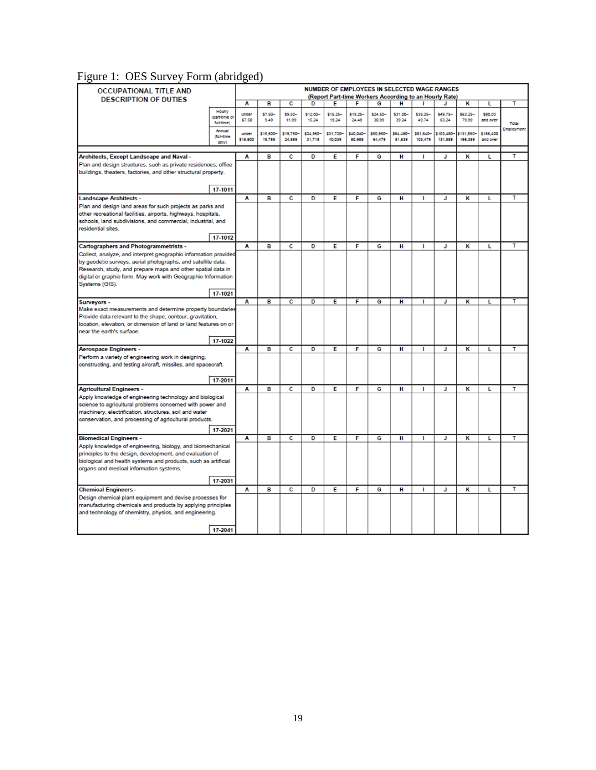Figure 1: OES Survey Form (abridged)

| OCCUPATIONAL TITLE AND DESCRIPTION OF DUTIES | | NUMBER OF EMPLOYEES IN SELECTED WAGE RANGES (Report Part-time Workers According to an Hourly Rate) | | | | | | | | | | | | |
|---|---|---|---|---|---|---|---|---|---|---|---|---|---|---|
| | | A | B | C | D | E | F | G | H | I | J | K | L | T |
| | Hourly (part-time or full-time) | under $7.50 | $7.50–9.49 | $9.50–11.99 | $12.00–15.24 | $15.25–19.24 | $19.25–24.49 | $24.50–30.99 | $31.00–39.24 | $39.25–49.74 | $49.75–63.24 | $63.25–79.99 | $80.00 and over | Total Employment |
| | Annual (full-time only) | under $15,600 | $15,600–19,759 | $19,760–24,959 | $24,960–31,719 | $31,720–40,039 | $40,040–50,959 | $50,960–64,479 | $64,480–81,639 | $81,640–103,479 | $103,480–131,559 | $131,560–166,399 | $166,400 and over | |
| **Architects, Except Landscape and Naval -** Plan and design structures, such as private residences, office buildings, theaters, factories, and other structural property. | 17-1011 | A | B | C | D | E | F | G | H | I | J | K | L | T |
| **Landscape Architects -** Plan and design land areas for such projects as parks and other recreational facilities, airports, highways, hospitals, schools, land subdivisions, and commercial, industrial, and residential sites. | 17-1012 | A | B | C | D | E | F | G | H | I | J | K | L | T |
| **Cartographers and Photogrammetrists -** Collect, analyze, and interpret geographic information provided by geodetic surveys, aerial photographs, and satellite data. Research, study, and prepare maps and other spatial data in digital or graphic form. May work with Geographic Information Systems (GIS). | 17-1021 | A | B | C | D | E | F | G | H | I | J | K | L | T |
| **Surveyors -** Make exact measurements and determine property boundaries. Provide data relevant to the shape, contour, gravitation, location, elevation, or dimension of land or land features on or near the earth's surface. | 17-1022 | A | B | C | D | E | F | G | H | I | J | K | L | T |
| **Aerospace Engineers -** Perform a variety of engineering work in designing, constructing, and testing aircraft, missiles, and spacecraft. | 17-2011 | A | B | C | D | E | F | G | H | I | J | K | L | T |
| **Agricultural Engineers -** Apply knowledge of engineering technology and biological science to agricultural problems concerned with power and machinery, electrification, structures, soil and water conservation, and processing of agricultural products. | 17-2021 | A | B | C | D | E | F | G | H | I | J | K | L | T |
| **Biomedical Engineers -** Apply knowledge of engineering, biology, and biomechanical principles to the design, development, and evaluation of biological and health systems and products, such as artificial organs and medical information systems. | 17-2031 | A | B | C | D | E | F | G | H | I | J | K | L | T |
| **Chemical Engineers -** Design chemical plant equipment and devise processes for manufacturing chemicals and products by applying principles and technology of chemistry, physics, and engineering. | 17-2041 | A | B | C | D | E | F | G | H | I | J | K | L | T |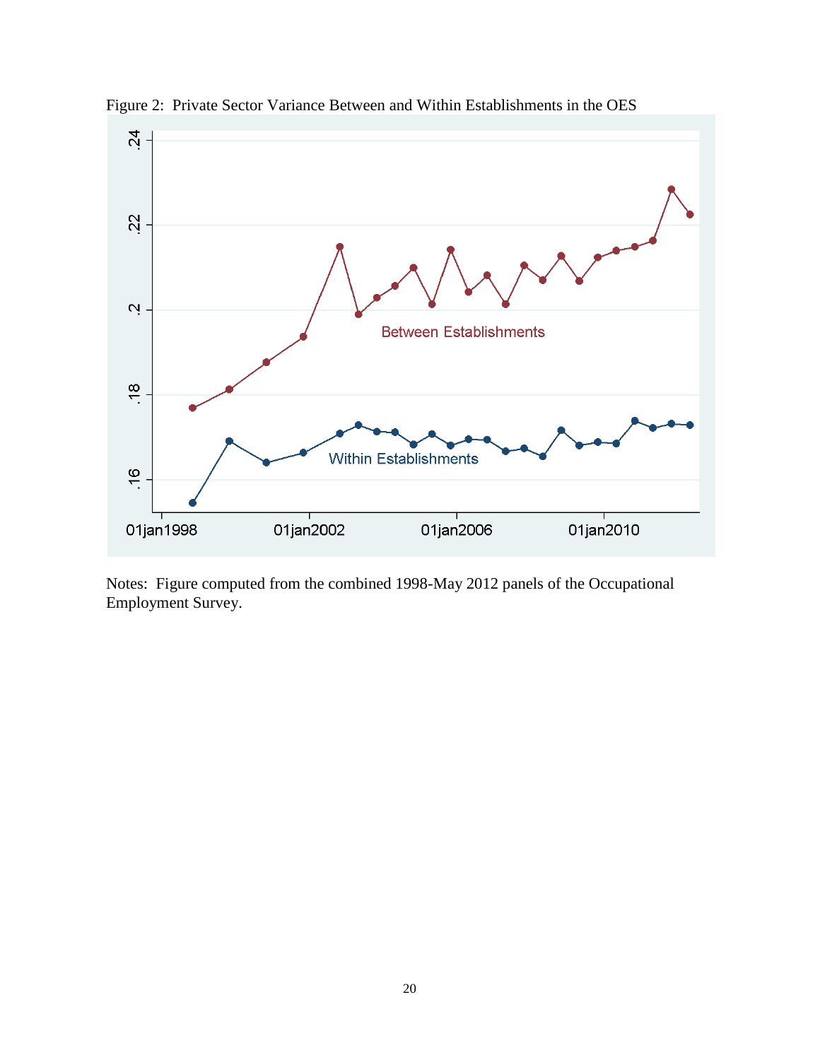Figure 2: Private Sector Variance Between and Within Establishments in the OES

Notes: Figure computed from the combined 1998-May 2012 panels of the Occupational Employment Survey.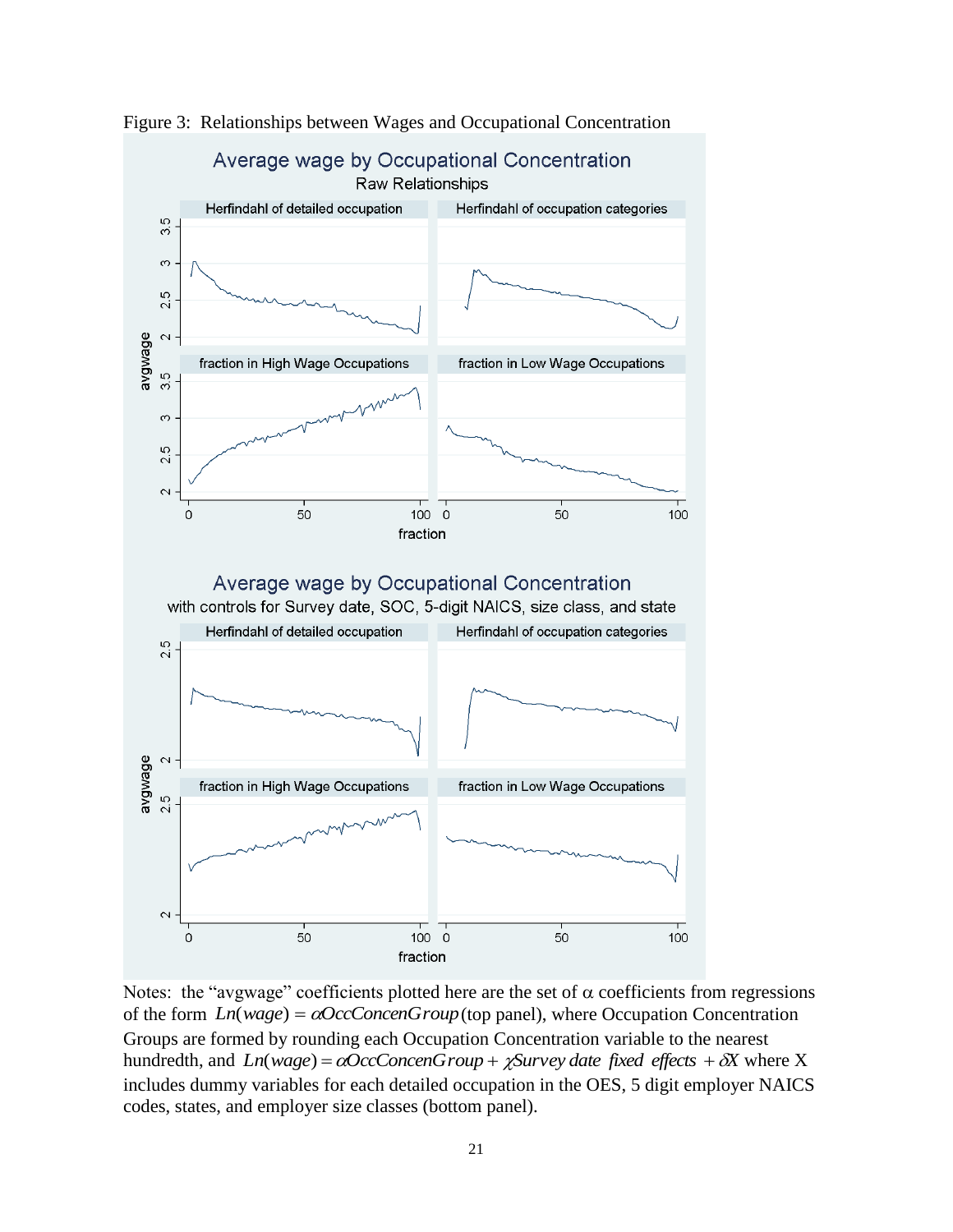Figure 3: Relationships between Wages and Occupational Concentration

Notes: the "avgwage" coefficients plotted here are the set of $\alpha$ coefficients from regressions of the form $Ln(wage) = \alpha OccConcenGroup$ (top panel), where Occupation Concentration Groups are formed by rounding each Occupation Concentration variable to the nearest hundredth, and $Ln(wage) = \alpha OccConcenGroup + \chi Survey\ date\ fixed\ effects + \delta X$ where X includes dummy variables for each detailed occupation in the OES, 5 digit employer NAICS codes, states, and employer size classes (bottom panel).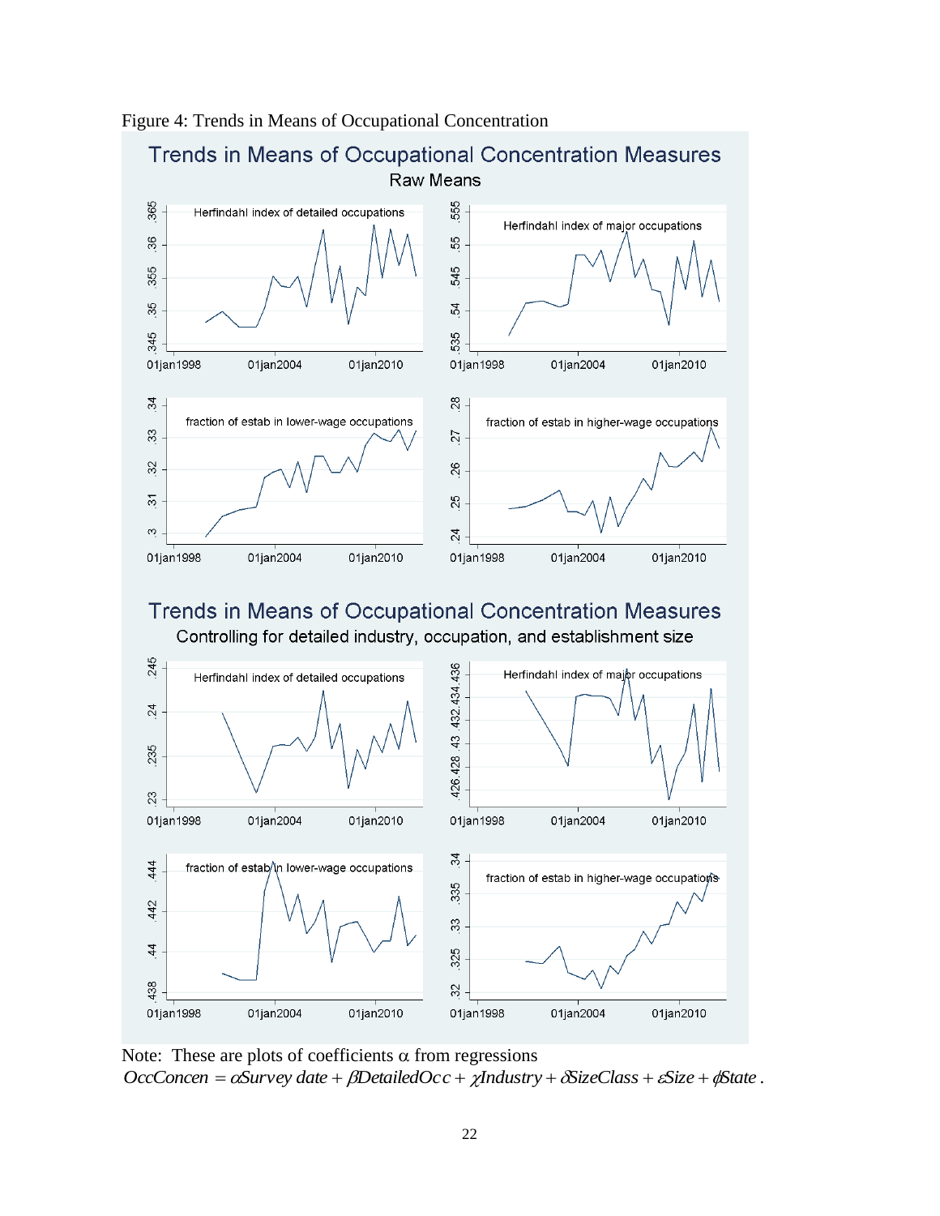Figure 4: Trends in Means of Occupational Concentration

Note: These are plots of coefficients α from regressions

$$OccConcen = \alpha Survey\ date + \beta DetailedOcc + \chi Industry + \delta SizeClass + \varepsilon Size + \phi State\ .$$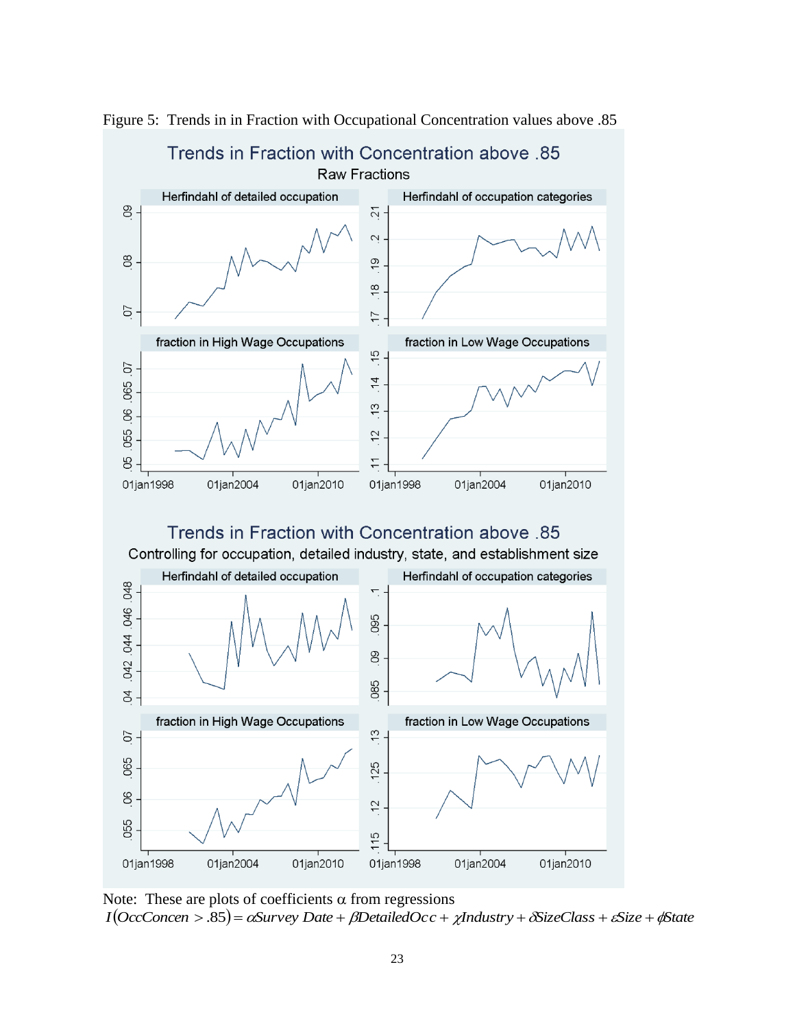Figure 5: Trends in in Fraction with Occupational Concentration values above .85

Note: These are plots of coefficients α from regressions

$$I(OccConcen > .85) = \alpha Survey\ Date + \beta DetailedOcc + \chi Industry + \delta SizeClass + \varepsilon Size + \phi State$$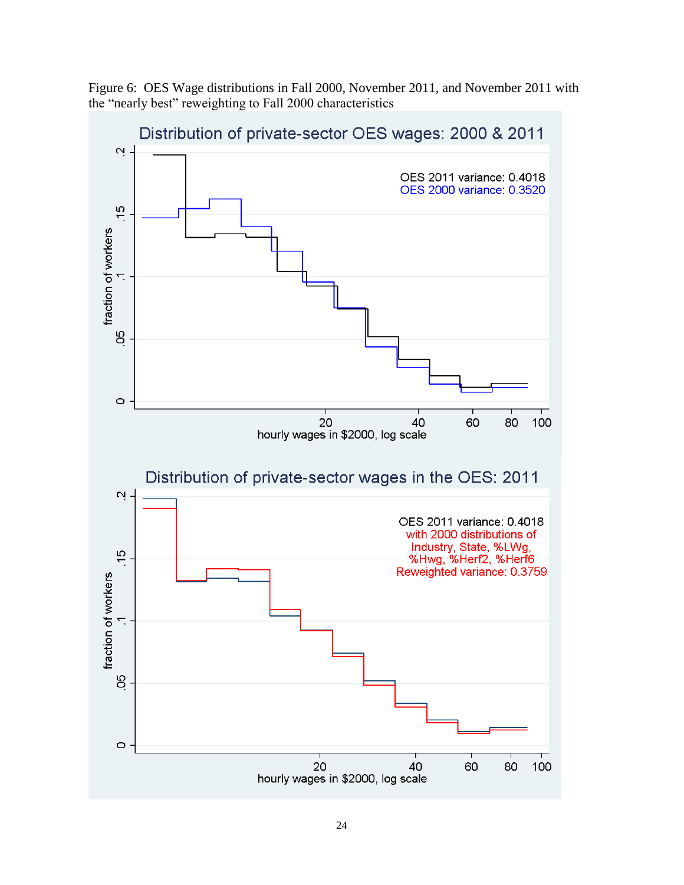Figure 6: OES Wage distributions in Fall 2000, November 2011, and November 2011 with the "nearly best" reweighting to Fall 2000 characteristics

Distribution of private-sector OES wages: 2000 & 2011

OES 2011 variance: 0.4018
OES 2000 variance: 0.3520

fraction of workers

hourly wages in $2000, log scale

Distribution of private-sector wages in the OES: 2011

OES 2011 variance: 0.4018
with 2000 distributions of Industry, State, %LWg, %Hwg, %Herf2, %Herf6
Reweighted variance: 0.3759

fraction of workers

hourly wages in $2000, log scale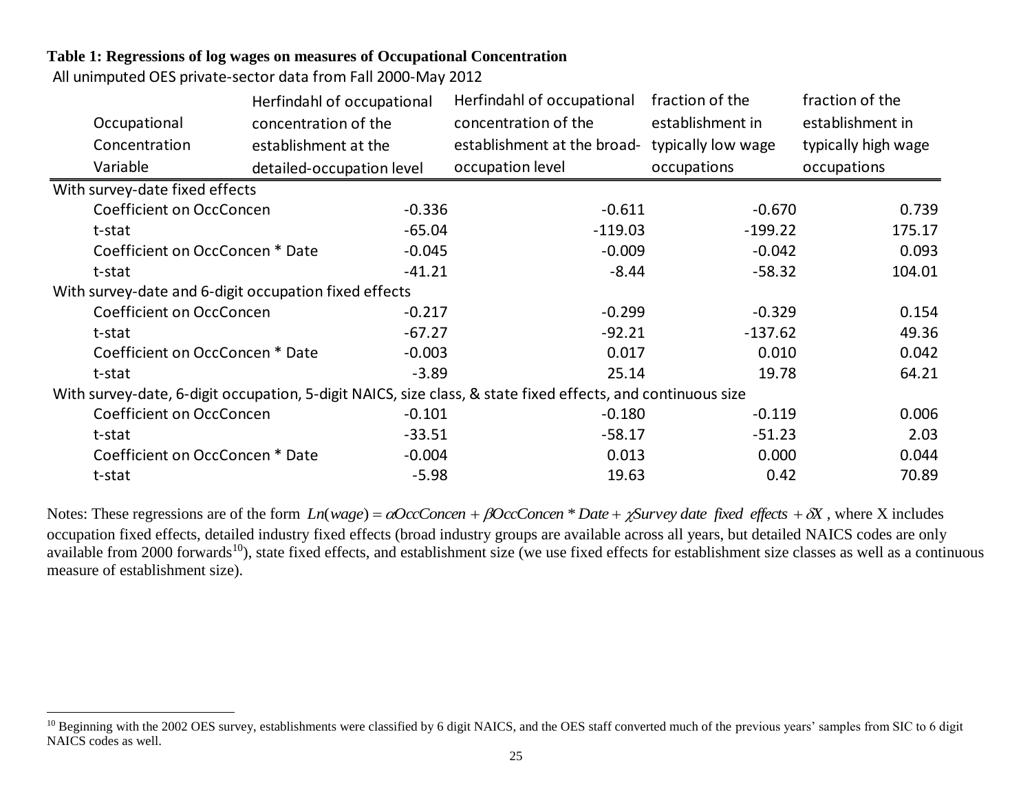**Table 1: Regressions of log wages on measures of Occupational Concentration**

All unimputed OES private-sector data from Fall 2000-May 2012

| Occupational Concentration Variable | Herfindahl of occupational concentration of the establishment at the detailed-occupation level | Herfindahl of occupational concentration of the establishment at the broad-occupation level | fraction of the establishment in typically low wage occupations | fraction of the establishment in typically high wage occupations |
|---|---|---|---|---|
| With survey-date fixed effects | | | | |
| Coefficient on OccConcen | -0.336 | -0.611 | -0.670 | 0.739 |
| t-stat | -65.04 | -119.03 | -199.22 | 175.17 |
| Coefficient on OccConcen * Date | -0.045 | -0.009 | -0.042 | 0.093 |
| t-stat | -41.21 | -8.44 | -58.32 | 104.01 |
| With survey-date and 6-digit occupation fixed effects | | | | |
| Coefficient on OccConcen | -0.217 | -0.299 | -0.329 | 0.154 |
| t-stat | -67.27 | -92.21 | -137.62 | 49.36 |
| Coefficient on OccConcen * Date | -0.003 | 0.017 | 0.010 | 0.042 |
| t-stat | -3.89 | 25.14 | 19.78 | 64.21 |
| With survey-date, 6-digit occupation, 5-digit NAICS, size class, & state fixed effects, and continuous size | | | | |
| Coefficient on OccConcen | -0.101 | -0.180 | -0.119 | 0.006 |
| t-stat | -33.51 | -58.17 | -51.23 | 2.03 |
| Coefficient on OccConcen * Date | -0.004 | 0.013 | 0.000 | 0.044 |
| t-stat | -5.98 | 19.63 | 0.42 | 70.89 |

Notes: These regressions are of the form $Ln(wage) = \alpha OccConcen + \beta OccConcen * Date + \chi Survey\ date\ \ fixed\ \ effects + \delta X$, where X includes occupation fixed effects, detailed industry fixed effects (broad industry groups are available across all years, but detailed NAICS codes are only available from 2000 forwards[10]), state fixed effects, and establishment size (we use fixed effects for establishment size classes as well as a continuous measure of establishment size).

[10] Beginning with the 2002 OES survey, establishments were classified by 6 digit NAICS, and the OES staff converted much of the previous years' samples from SIC to 6 digit NAICS codes as well.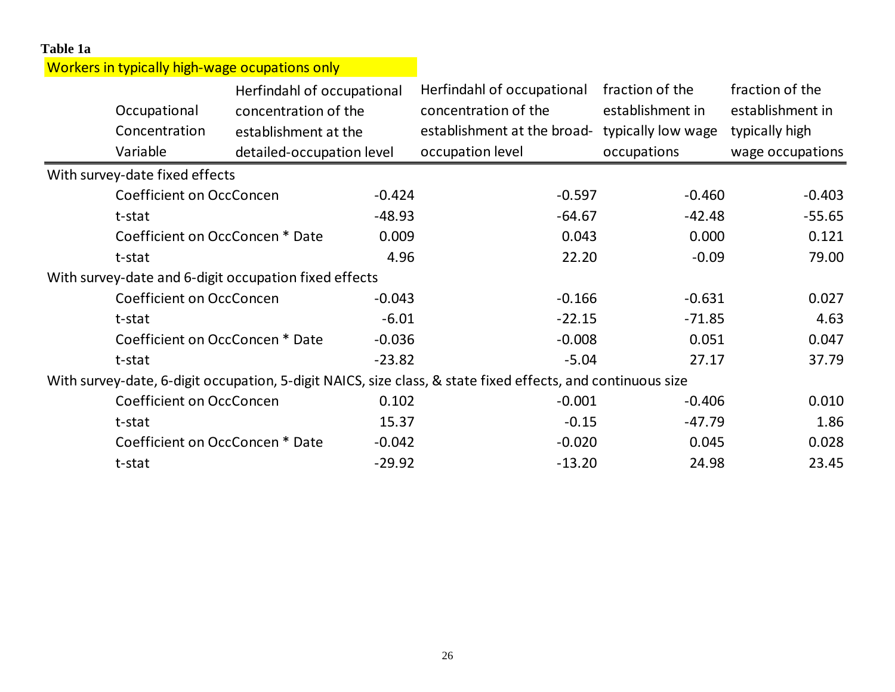**Table 1a**

Workers in typically high-wage ocupations only

| Occupational Concentration Variable | Herfindahl of occupational concentration of the establishment at the detailed-occupation level | Herfindahl of occupational concentration of the establishment at the broad-occupation level | fraction of the establishment in typically low wage occupations | fraction of the establishment in typically high wage occupations |
|---|---|---|---|---|
| With survey-date fixed effects | | | | |
| Coefficient on OccConcen | -0.424 | -0.597 | -0.460 | -0.403 |
| t-stat | -48.93 | -64.67 | -42.48 | -55.65 |
| Coefficient on OccConcen * Date | 0.009 | 0.043 | 0.000 | 0.121 |
| t-stat | 4.96 | 22.20 | -0.09 | 79.00 |
| With survey-date and 6-digit occupation fixed effects | | | | |
| Coefficient on OccConcen | -0.043 | -0.166 | -0.631 | 0.027 |
| t-stat | -6.01 | -22.15 | -71.85 | 4.63 |
| Coefficient on OccConcen * Date | -0.036 | -0.008 | 0.051 | 0.047 |
| t-stat | -23.82 | -5.04 | 27.17 | 37.79 |
| With survey-date, 6-digit occupation, 5-digit NAICS, size class, & state fixed effects, and continuous size | | | | |
| Coefficient on OccConcen | 0.102 | -0.001 | -0.406 | 0.010 |
| t-stat | 15.37 | -0.15 | -47.79 | 1.86 |
| Coefficient on OccConcen * Date | -0.042 | -0.020 | 0.045 | 0.028 |
| t-stat | -29.92 | -13.20 | 24.98 | 23.45 |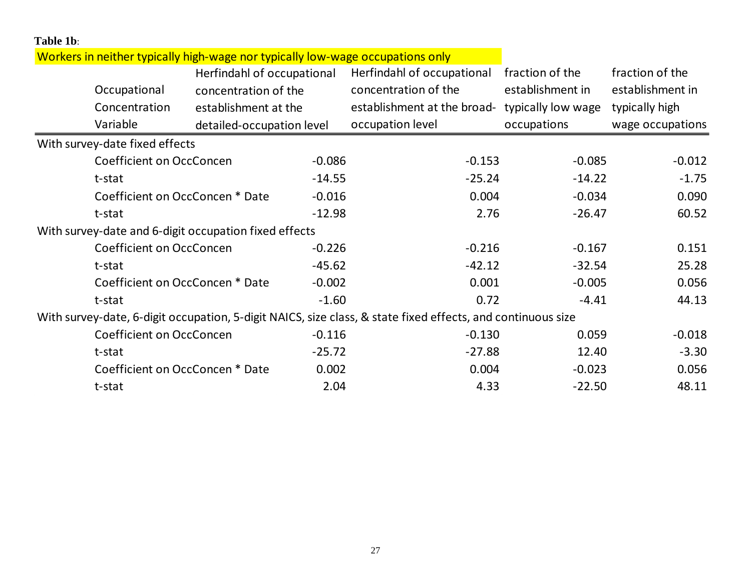**Table 1b**:

Workers in neither typically high-wage nor typically low-wage occupations only

| Occupational Concentration Variable | Herfindahl of occupational concentration of the establishment at the detailed-occupation level | Herfindahl of occupational concentration of the establishment at the broad-occupation level | fraction of the establishment in typically low wage occupations | fraction of the establishment in typically high wage occupations |
|---|---|---|---|---|
| With survey-date fixed effects | | | | |
| Coefficient on OccConcen | -0.086 | -0.153 | -0.085 | -0.012 |
| t-stat | -14.55 | -25.24 | -14.22 | -1.75 |
| Coefficient on OccConcen * Date | -0.016 | 0.004 | -0.034 | 0.090 |
| t-stat | -12.98 | 2.76 | -26.47 | 60.52 |
| With survey-date and 6-digit occupation fixed effects | | | | |
| Coefficient on OccConcen | -0.226 | -0.216 | -0.167 | 0.151 |
| t-stat | -45.62 | -42.12 | -32.54 | 25.28 |
| Coefficient on OccConcen * Date | -0.002 | 0.001 | -0.005 | 0.056 |
| t-stat | -1.60 | 0.72 | -4.41 | 44.13 |
| With survey-date, 6-digit occupation, 5-digit NAICS, size class, & state fixed effects, and continuous size | | | | |
| Coefficient on OccConcen | -0.116 | -0.130 | 0.059 | -0.018 |
| t-stat | -25.72 | -27.88 | 12.40 | -3.30 |
| Coefficient on OccConcen * Date | 0.002 | 0.004 | -0.023 | 0.056 |
| t-stat | 2.04 | 4.33 | -22.50 | 48.11 |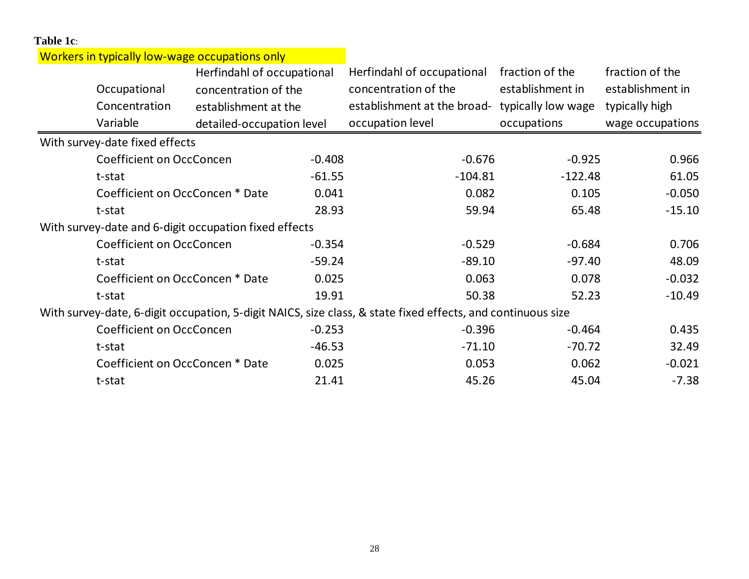**Table 1c**:

Workers in typically low-wage occupations only

| Occupational Concentration Variable | Herfindahl of occupational concentration of the establishment at the detailed-occupation level | Herfindahl of occupational concentration of the establishment at the broad-occupation level | fraction of the establishment in typically low wage occupations | fraction of the establishment in typically high wage occupations |
|---|---|---|---|---|
| With survey-date fixed effects | | | | |
| Coefficient on OccConcen | -0.408 | -0.676 | -0.925 | 0.966 |
| t-stat | -61.55 | -104.81 | -122.48 | 61.05 |
| Coefficient on OccConcen * Date | 0.041 | 0.082 | 0.105 | -0.050 |
| t-stat | 28.93 | 59.94 | 65.48 | -15.10 |
| With survey-date and 6-digit occupation fixed effects | | | | |
| Coefficient on OccConcen | -0.354 | -0.529 | -0.684 | 0.706 |
| t-stat | -59.24 | -89.10 | -97.40 | 48.09 |
| Coefficient on OccConcen * Date | 0.025 | 0.063 | 0.078 | -0.032 |
| t-stat | 19.91 | 50.38 | 52.23 | -10.49 |
| With survey-date, 6-digit occupation, 5-digit NAICS, size class, & state fixed effects, and continuous size | | | | |
| Coefficient on OccConcen | -0.253 | -0.396 | -0.464 | 0.435 |
| t-stat | -46.53 | -71.10 | -70.72 | 32.49 |
| Coefficient on OccConcen * Date | 0.025 | 0.053 | 0.062 | -0.021 |
| t-stat | 21.41 | 45.26 | 45.04 | -7.38 |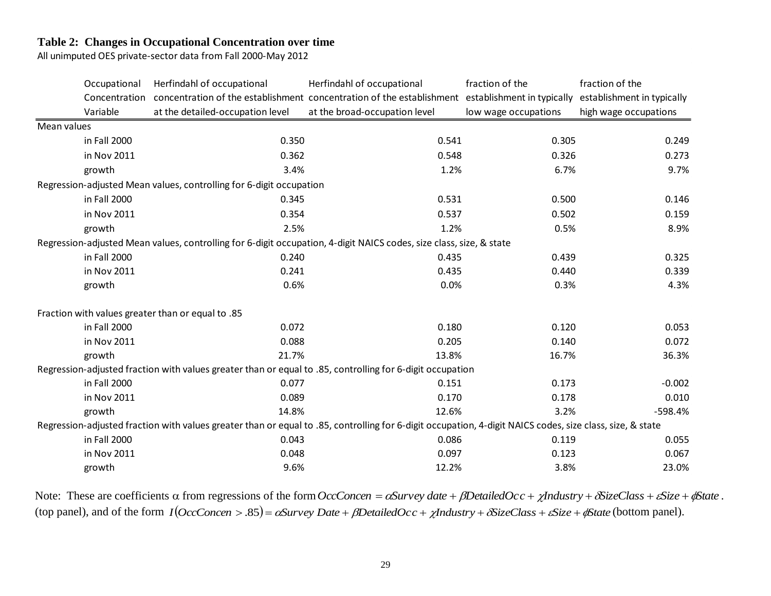**Table 2: Changes in Occupational Concentration over time**

All unimputed OES private-sector data from Fall 2000-May 2012

| Occupational Concentration Variable | Herfindahl of occupational concentration of the establishment at the detailed-occupation level | Herfindahl of occupational concentration of the establishment at the broad-occupation level | fraction of the establishment in typically low wage occupations | fraction of the establishment in typically high wage occupations |
|---|---|---|---|---|
| Mean values | | | | |
| in Fall 2000 | 0.350 | 0.541 | 0.305 | 0.249 |
| in Nov 2011 | 0.362 | 0.548 | 0.326 | 0.273 |
| growth | 3.4% | 1.2% | 6.7% | 9.7% |
| Regression-adjusted Mean values, controlling for 6-digit occupation | | | | |
| in Fall 2000 | 0.345 | 0.531 | 0.500 | 0.146 |
| in Nov 2011 | 0.354 | 0.537 | 0.502 | 0.159 |
| growth | 2.5% | 1.2% | 0.5% | 8.9% |
| Regression-adjusted Mean values, controlling for 6-digit occupation, 4-digit NAICS codes, size class, size, & state | | | | |
| in Fall 2000 | 0.240 | 0.435 | 0.439 | 0.325 |
| in Nov 2011 | 0.241 | 0.435 | 0.440 | 0.339 |
| growth | 0.6% | 0.0% | 0.3% | 4.3% |
| Fraction with values greater than or equal to .85 | | | | |
| in Fall 2000 | 0.072 | 0.180 | 0.120 | 0.053 |
| in Nov 2011 | 0.088 | 0.205 | 0.140 | 0.072 |
| growth | 21.7% | 13.8% | 16.7% | 36.3% |
| Regression-adjusted fraction with values greater than or equal to .85, controlling for 6-digit occupation | | | | |
| in Fall 2000 | 0.077 | 0.151 | 0.173 | -0.002 |
| in Nov 2011 | 0.089 | 0.170 | 0.178 | 0.010 |
| growth | 14.8% | 12.6% | 3.2% | -598.4% |
| Regression-adjusted fraction with values greater than or equal to .85, controlling for 6-digit occupation, 4-digit NAICS codes, size class, size, & state | | | | |
| in Fall 2000 | 0.043 | 0.086 | 0.119 | 0.055 |
| in Nov 2011 | 0.048 | 0.097 | 0.123 | 0.067 |
| growth | 9.6% | 12.2% | 3.8% | 23.0% |

Note: These are coefficients $\alpha$ from regressions of the form $OccConcen = \alpha Survey\ date + \beta DetailedOcc + \chi Industry + \delta SizeClass + \varepsilon Size + \phi State$. (top panel), and of the form $I(OccConcen > .85) = \alpha Survey\ Date + \beta DetailedOcc + \chi Industry + \delta SizeClass + \varepsilon Size + \phi State$ (bottom panel).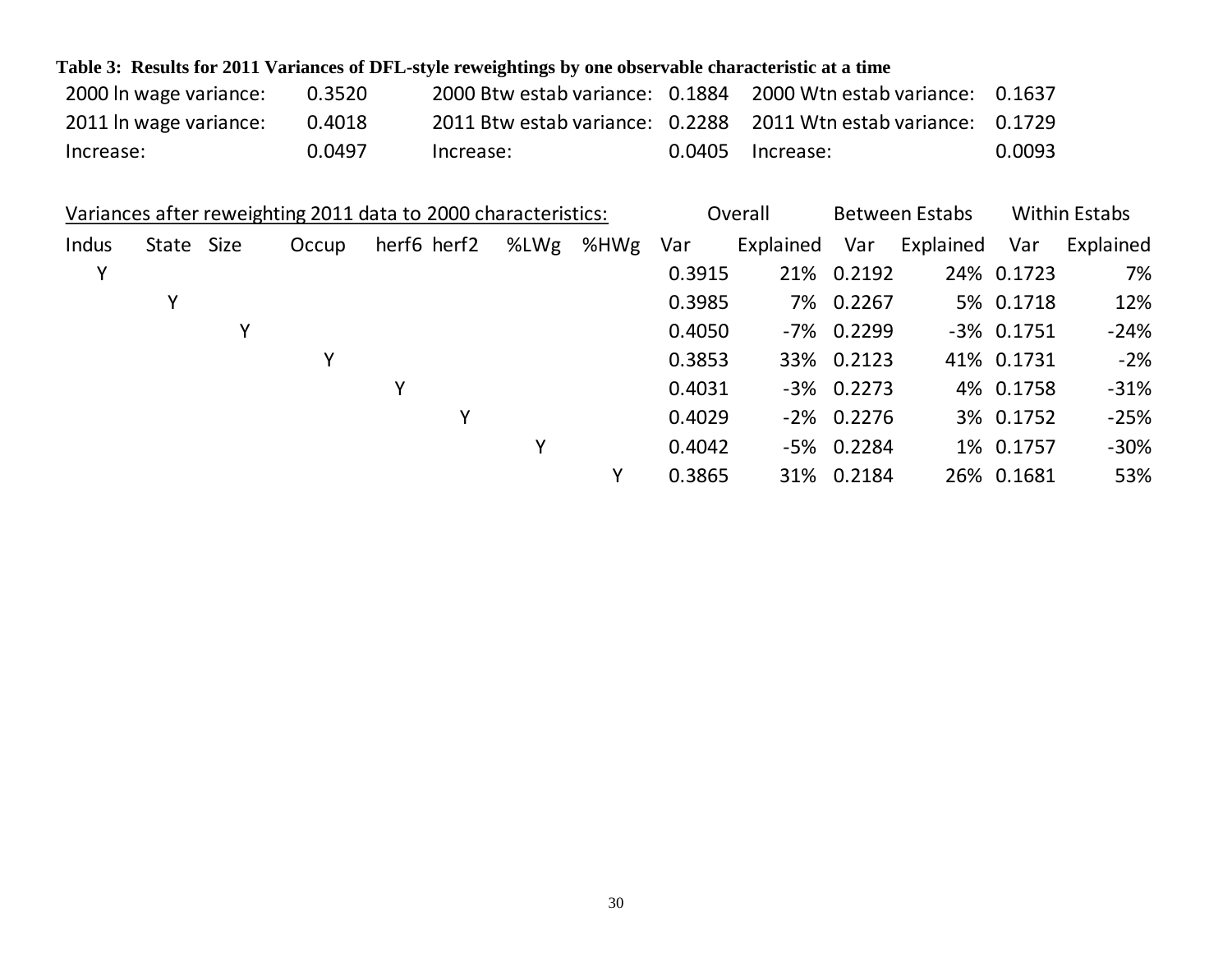**Table 3: Results for 2011 Variances of DFL-style reweightings by one observable characteristic at a time**

| | | | | | |
|---|---|---|---|---|---|
| 2000 ln wage variance: | 0.3520 | 2000 Btw estab variance: | 0.1884 | 2000 Wtn estab variance: | 0.1637 |
| 2011 ln wage variance: | 0.4018 | 2011 Btw estab variance: | 0.2288 | 2011 Wtn estab variance: | 0.1729 |
| Increase: | 0.0497 | Increase: | 0.0405 | Increase: | 0.0093 |

Variances after reweighting 2011 data to 2000 characteristics:

| Indus | State | Size | Occup | herf6 | herf2 | %LWg | %HWg | Overall Var | Overall Explained | Between Estabs Var | Between Estabs Explained | Within Estabs Var | Within Estabs Explained |
|---|---|---|---|---|---|---|---|---|---|---|---|---|---|
| Y | | | | | | | | 0.3915 | 21% | 0.2192 | 24% | 0.1723 | 7% |
| | Y | | | | | | | 0.3985 | 7% | 0.2267 | 5% | 0.1718 | 12% |
| | | Y | | | | | | 0.4050 | -7% | 0.2299 | -3% | 0.1751 | -24% |
| | | | Y | | | | | 0.3853 | 33% | 0.2123 | 41% | 0.1731 | -2% |
| | | | | Y | | | | 0.4031 | -3% | 0.2273 | 4% | 0.1758 | -31% |
| | | | | | Y | | | 0.4029 | -2% | 0.2276 | 3% | 0.1752 | -25% |
| | | | | | | Y | | 0.4042 | -5% | 0.2284 | 1% | 0.1757 | -30% |
| | | | | | | | Y | 0.3865 | 31% | 0.2184 | 26% | 0.1681 | 53% |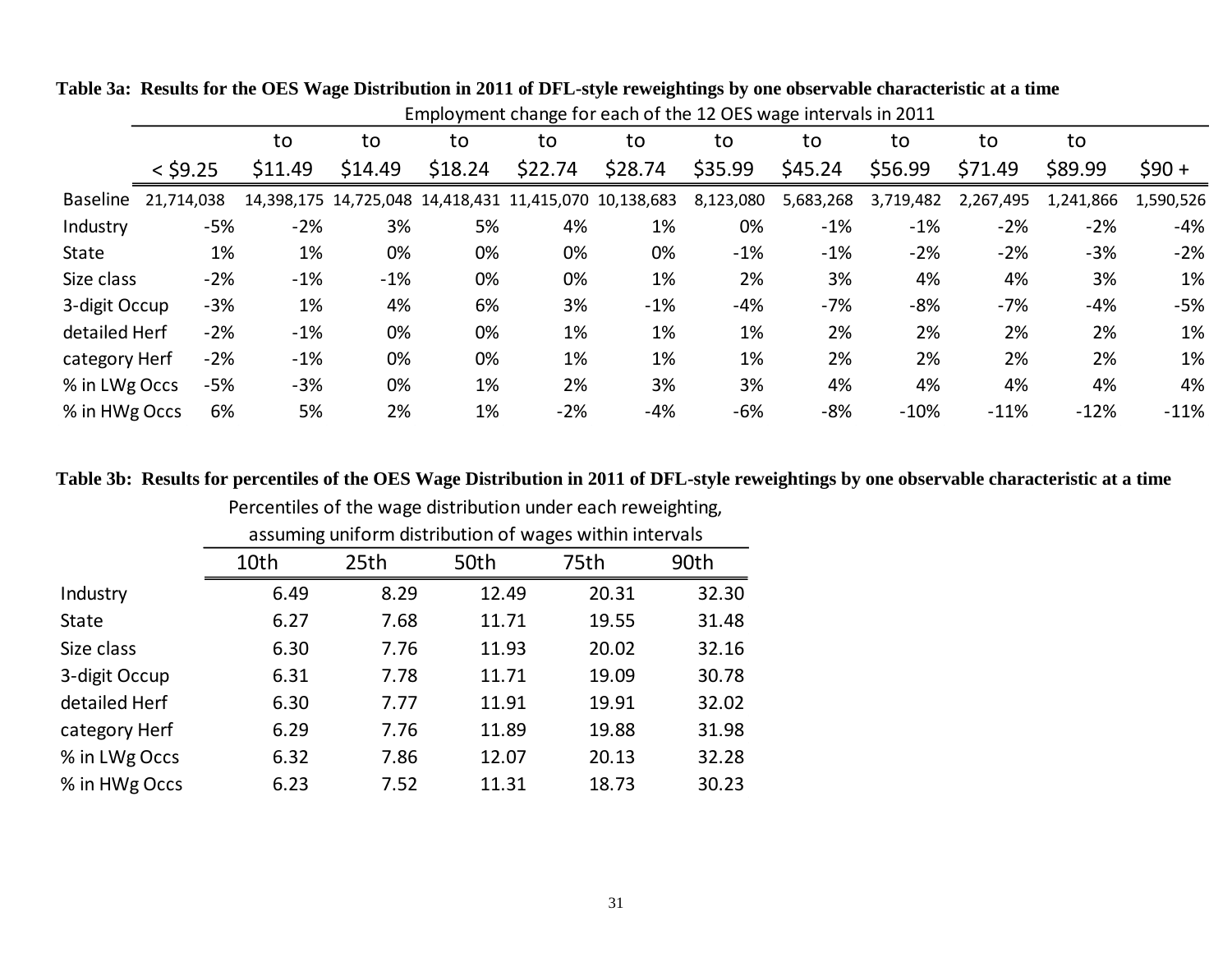**Table 3a: Results for the OES Wage Distribution in 2011 of DFL-style reweightings by one observable characteristic at a time**

| | Employment change for each of the 12 OES wage intervals in 2011 | | | | | | | | | | | |
|---|---|---|---|---|---|---|---|---|---|---|---|---|
| | < $9.25 | to $11.49 | to $14.49 | to $18.24 | to $22.74 | to $28.74 | to $35.99 | to $45.24 | to $56.99 | to $71.49 | to $89.99 | $90 + |
| Baseline | 21,714,038 | 14,398,175 | 14,725,048 | 14,418,431 | 11,415,070 | 10,138,683 | 8,123,080 | 5,683,268 | 3,719,482 | 2,267,495 | 1,241,866 | 1,590,526 |
| Industry | -5% | -2% | 3% | 5% | 4% | 1% | 0% | -1% | -1% | -2% | -2% | -4% |
| State | 1% | 1% | 0% | 0% | 0% | 0% | -1% | -1% | -2% | -2% | -3% | -2% |
| Size class | -2% | -1% | -1% | 0% | 0% | 1% | 2% | 3% | 4% | 4% | 3% | 1% |
| 3-digit Occup | -3% | 1% | 4% | 6% | 3% | -1% | -4% | -7% | -8% | -7% | -4% | -5% |
| detailed Herf | -2% | -1% | 0% | 0% | 1% | 1% | 1% | 2% | 2% | 2% | 2% | 1% |
| category Herf | -2% | -1% | 0% | 0% | 1% | 1% | 1% | 2% | 2% | 2% | 2% | 1% |
| % in LWg Occs | -5% | -3% | 0% | 1% | 2% | 3% | 3% | 4% | 4% | 4% | 4% | 4% |
| % in HWg Occs | 6% | 5% | 2% | 1% | -2% | -4% | -6% | -8% | -10% | -11% | -12% | -11% |

**Table 3b: Results for percentiles of the OES Wage Distribution in 2011 of DFL-style reweightings by one observable characteristic at a time**

| | Percentiles of the wage distribution under each reweighting, assuming uniform distribution of wages within intervals | | | | |
|---|---|---|---|---|---|
| | 10th | 25th | 50th | 75th | 90th |
| Industry | 6.49 | 8.29 | 12.49 | 20.31 | 32.30 |
| State | 6.27 | 7.68 | 11.71 | 19.55 | 31.48 |
| Size class | 6.30 | 7.76 | 11.93 | 20.02 | 32.16 |
| 3-digit Occup | 6.31 | 7.78 | 11.71 | 19.09 | 30.78 |
| detailed Herf | 6.30 | 7.77 | 11.91 | 19.91 | 32.02 |
| category Herf | 6.29 | 7.76 | 11.89 | 19.88 | 31.98 |
| % in LWg Occs | 6.32 | 7.86 | 12.07 | 20.13 | 32.28 |
| % in HWg Occs | 6.23 | 7.52 | 11.31 | 18.73 | 30.23 |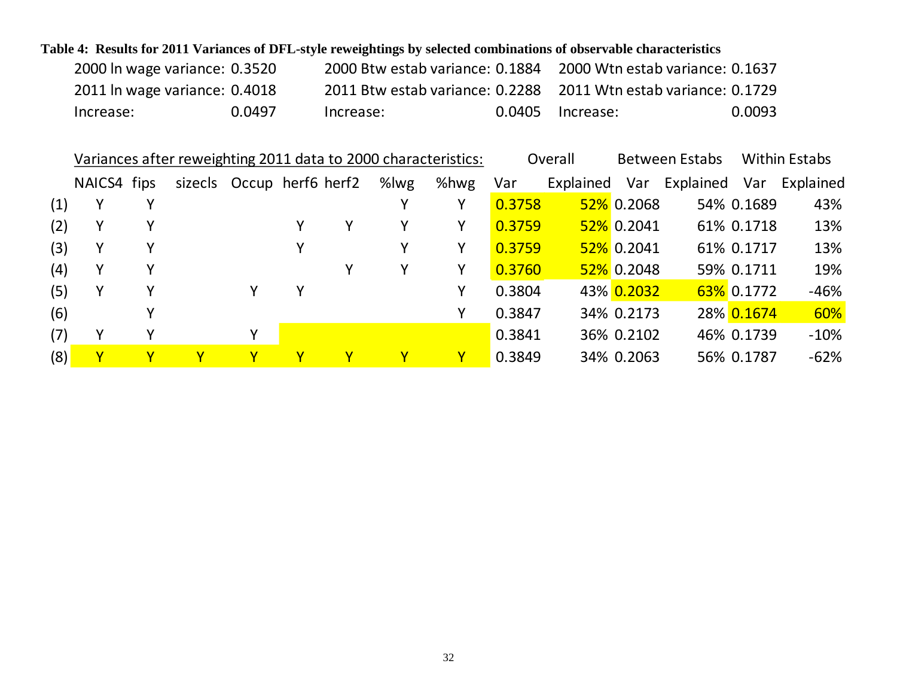**Table 4: Results for 2011 Variances of DFL-style reweightings by selected combinations of observable characteristics**

| | | | |
|---|---|---|---|
| 2000 ln wage variance: 0.3520 | 2000 Btw estab variance: 0.1884 | 2000 Wtn estab variance: 0.1637 |
| 2011 ln wage variance: 0.4018 | 2011 Btw estab variance: 0.2288 | 2011 Wtn estab variance: 0.1729 |
| Increase: 0.0497 | Increase: 0.0405 | Increase: 0.0093 |

Variances after reweighting 2011 data to 2000 characteristics:

| | NAICS4 | fips | sizecls | Occup | herf6 | herf2 | %lwg | %hwg | Overall Var | Overall Explained | Between Estabs Var | Between Estabs Explained | Within Estabs Var | Within Estabs Explained |
|---|---|---|---|---|---|---|---|---|---|---|---|---|---|---|
| (1) | Y | Y | | | | | Y | Y | 0.3758 | 52% | 0.2068 | 54% | 0.1689 | 43% |
| (2) | Y | Y | | | Y | Y | Y | Y | 0.3759 | 52% | 0.2041 | 61% | 0.1718 | 13% |
| (3) | Y | Y | | | Y | | Y | Y | 0.3759 | 52% | 0.2041 | 61% | 0.1717 | 13% |
| (4) | Y | Y | | | | Y | Y | Y | 0.3760 | 52% | 0.2048 | 59% | 0.1711 | 19% |
| (5) | Y | Y | | Y | Y | | | Y | 0.3804 | 43% | 0.2032 | 63% | 0.1772 | -46% |
| (6) | | Y | | | | | | Y | 0.3847 | 34% | 0.2173 | 28% | 0.1674 | 60% |
| (7) | Y | Y | | Y | | | | | 0.3841 | 36% | 0.2102 | 46% | 0.1739 | -10% |
| (8) | Y | Y | Y | Y | Y | Y | Y | Y | 0.3849 | 34% | 0.2063 | 56% | 0.1787 | -62% |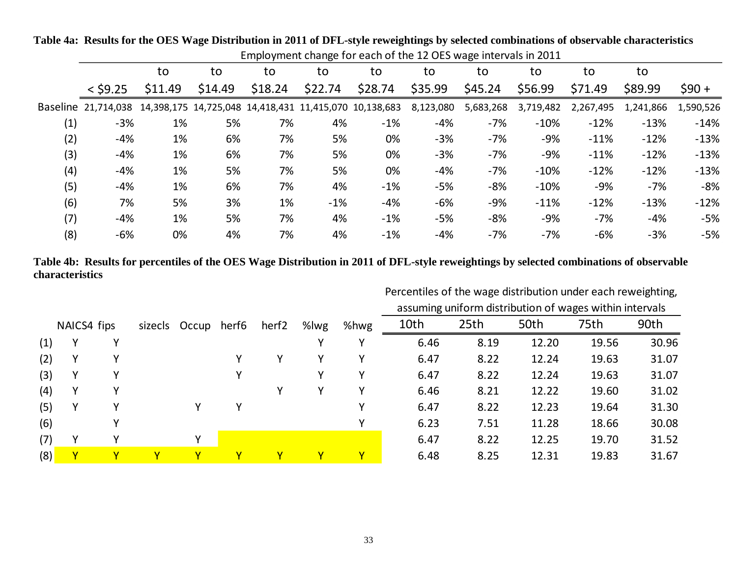**Table 4a: Results for the OES Wage Distribution in 2011 of DFL-style reweightings by selected combinations of observable characteristics**

| | Employment change for each of the 12 OES wage intervals in 2011 | | | | | | | | | | | |
|---|---|---|---|---|---|---|---|---|---|---|---|---|
| | < $9.25 | to $11.49 | to $14.49 | to $18.24 | to $22.74 | to $28.74 | to $35.99 | to $45.24 | to $56.99 | to $71.49 | to $89.99 | $90 + |
| Baseline | 21,714,038 | 14,398,175 | 14,725,048 | 14,418,431 | 11,415,070 | 10,138,683 | 8,123,080 | 5,683,268 | 3,719,482 | 2,267,495 | 1,241,866 | 1,590,526 |
| (1) | -3% | 1% | 5% | 7% | 4% | -1% | -4% | -7% | -10% | -12% | -13% | -14% |
| (2) | -4% | 1% | 6% | 7% | 5% | 0% | -3% | -7% | -9% | -11% | -12% | -13% |
| (3) | -4% | 1% | 6% | 7% | 5% | 0% | -3% | -7% | -9% | -11% | -12% | -13% |
| (4) | -4% | 1% | 5% | 7% | 5% | 0% | -4% | -7% | -10% | -12% | -12% | -13% |
| (5) | -4% | 1% | 6% | 7% | 4% | -1% | -5% | -8% | -10% | -9% | -7% | -8% |
| (6) | 7% | 5% | 3% | 1% | -1% | -4% | -6% | -9% | -11% | -12% | -13% | -12% |
| (7) | -4% | 1% | 5% | 7% | 4% | -1% | -5% | -8% | -9% | -7% | -4% | -5% |
| (8) | -6% | 0% | 4% | 7% | 4% | -1% | -4% | -7% | -7% | -6% | -3% | -5% |

**Table 4b: Results for percentiles of the OES Wage Distribution in 2011 of DFL-style reweightings by selected combinations of observable characteristics**

| | | | | | | | | | Percentiles of the wage distribution under each reweighting, assuming uniform distribution of wages within intervals | | | | |
|---|---|---|---|---|---|---|---|---|---|---|---|---|---|
| | NAICS4 | fips | sizecls | Occup | herf6 | herf2 | %lwg | %hwg | 10th | 25th | 50th | 75th | 90th |
| (1) | Y | Y | | | | | Y | Y | 6.46 | 8.19 | 12.20 | 19.56 | 30.96 |
| (2) | Y | Y | | | Y | Y | Y | Y | 6.47 | 8.22 | 12.24 | 19.63 | 31.07 |
| (3) | Y | Y | | | Y | | Y | Y | 6.47 | 8.22 | 12.24 | 19.63 | 31.07 |
| (4) | Y | Y | | | | Y | Y | Y | 6.46 | 8.21 | 12.22 | 19.60 | 31.02 |
| (5) | Y | Y | | Y | Y | | | Y | 6.47 | 8.22 | 12.23 | 19.64 | 31.30 |
| (6) | | Y | | | | | | Y | 6.23 | 7.51 | 11.28 | 18.66 | 30.08 |
| (7) | Y | Y | | Y | | | | | 6.47 | 8.22 | 12.25 | 19.70 | 31.52 |
| (8) | Y | Y | Y | Y | Y | Y | Y | Y | 6.48 | 8.25 | 12.31 | 19.83 | 31.67 |